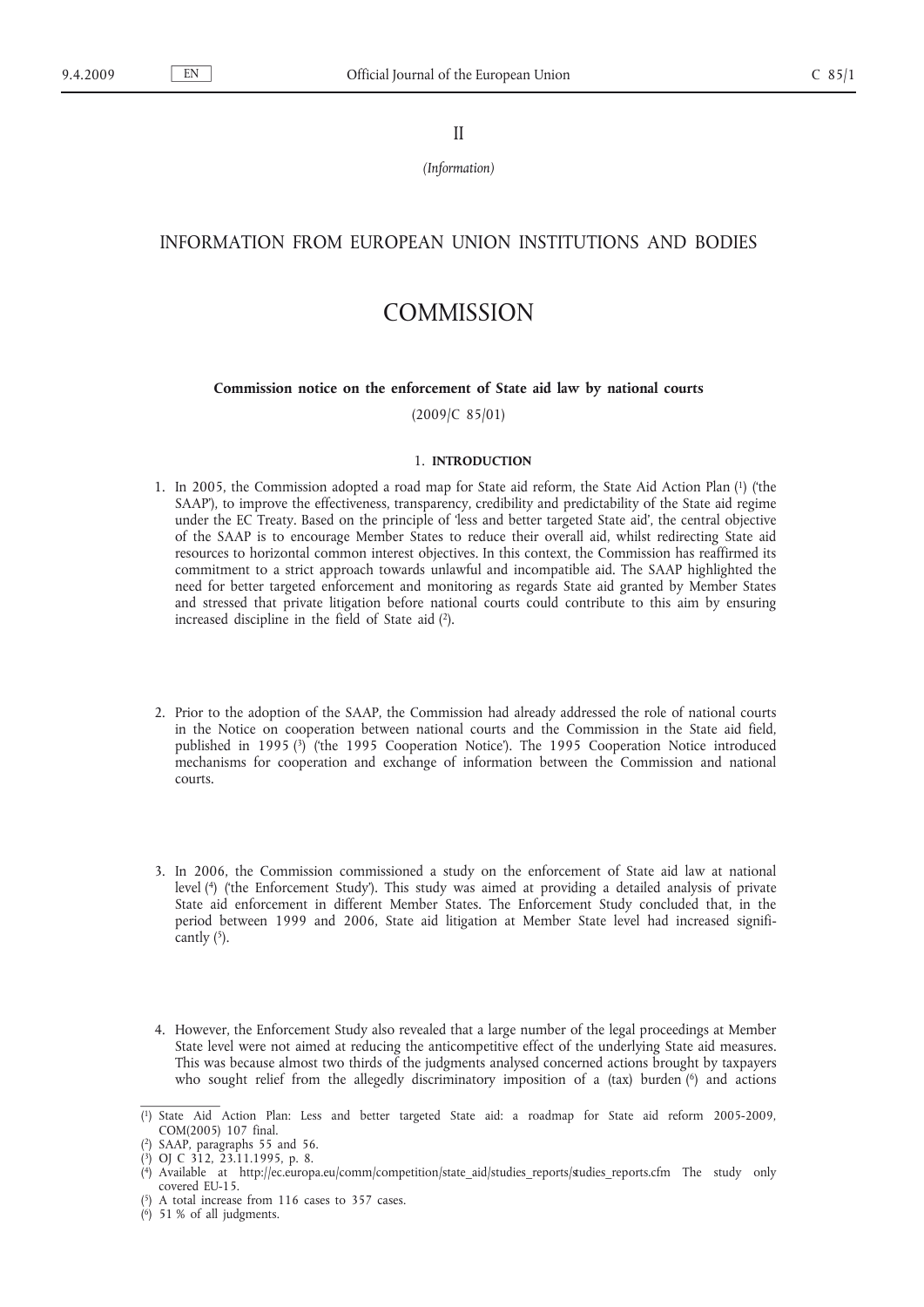II

*(Information)*

## INFORMATION FROM EUROPEAN UNION INSTITUTIONS AND BODIES

# COMMISSION

**Commission notice on the enforcement of State aid law by national courts**

(2009/C 85/01)

## 1. INTRODUCTION

1. In 2005, the Commission adopted a road map for State aid reform, the State Aid Action Plan [1] ('the SAAP'), to improve the effectiveness, transparency, credibility and predictability of the State aid regime under the EC Treaty. Based on the principle of 'less and better targeted State aid', the central objective of the SAAP is to encourage Member States to reduce their overall aid, whilst redirecting State aid resources to horizontal common interest objectives. In this context, the Commission has reaffirmed its commitment to a strict approach towards unlawful and incompatible aid. The SAAP highlighted the need for better targeted enforcement and monitoring as regards State aid granted by Member States and stressed that private litigation before national courts could contribute to this aim by ensuring increased discipline in the field of State aid [2].

2. Prior to the adoption of the SAAP, the Commission had already addressed the role of national courts in the Notice on cooperation between national courts and the Commission in the State aid field, published in 1995 [3] ('the 1995 Cooperation Notice'). The 1995 Cooperation Notice introduced mechanisms for cooperation and exchange of information between the Commission and national courts.

3. In 2006, the Commission commissioned a study on the enforcement of State aid law at national level [4] ('the Enforcement Study'). This study was aimed at providing a detailed analysis of private State aid enforcement in different Member States. The Enforcement Study concluded that, in the period between 1999 and 2006, State aid litigation at Member State level had increased significantly [5].

4. However, the Enforcement Study also revealed that a large number of the legal proceedings at Member State level were not aimed at reducing the anticompetitive effect of the underlying State aid measures. This was because almost two thirds of the judgments analysed concerned actions brought by taxpayers who sought relief from the allegedly discriminatory imposition of a (tax) burden [6] and actions

---

[1] State Aid Action Plan: Less and better targeted State aid: a roadmap for State aid reform 2005-2009, COM(2005) 107 final.

[2] SAAP, paragraphs 55 and 56.

[3] OJ C 312, 23.11.1995, p. 8.

[4] Available at http://ec.europa.eu/comm/competition/state_aid/studies_reports/studies_reports.cfm The study only covered EU-15.

[5] A total increase from 116 cases to 357 cases.

[6] 51 % of all judgments.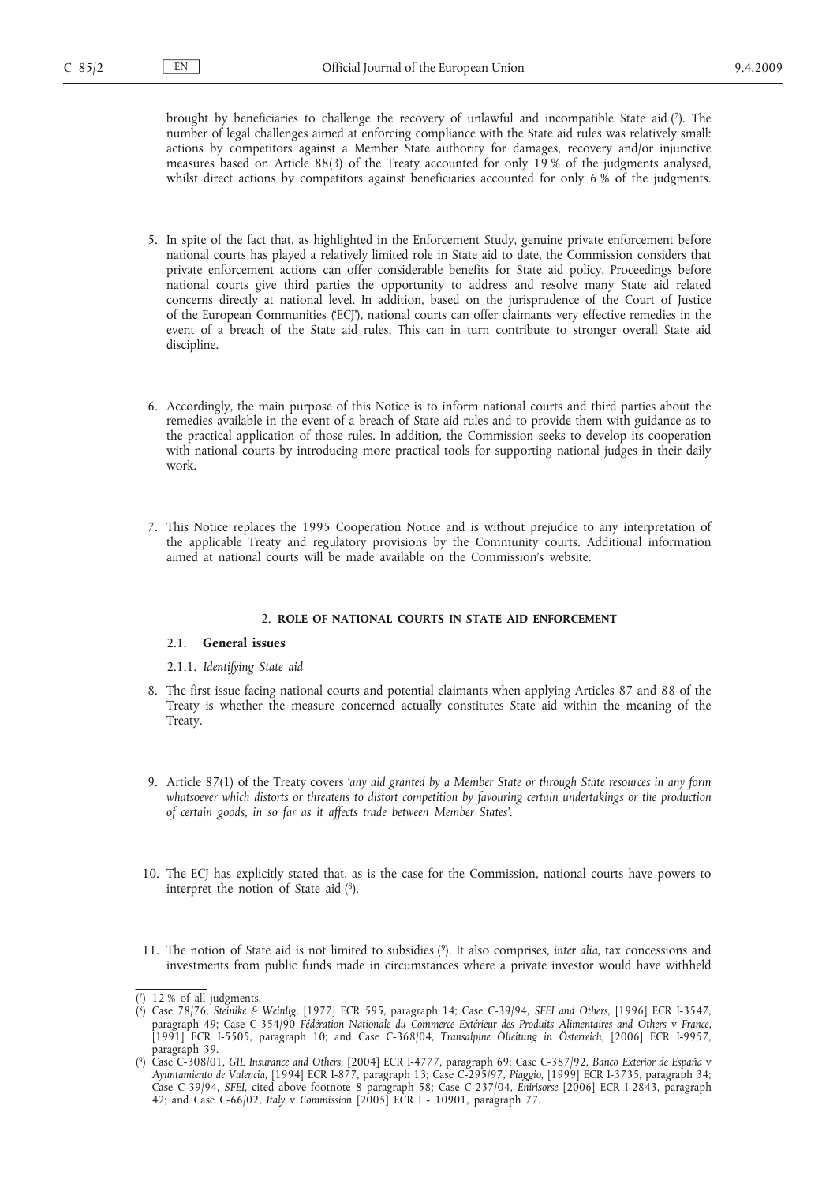brought by beneficiaries to challenge the recovery of unlawful and incompatible State aid [7]. The number of legal challenges aimed at enforcing compliance with the State aid rules was relatively small: actions by competitors against a Member State authority for damages, recovery and/or injunctive measures based on Article 88(3) of the Treaty accounted for only 19 % of the judgments analysed, whilst direct actions by competitors against beneficiaries accounted for only 6 % of the judgments.

5. In spite of the fact that, as highlighted in the Enforcement Study, genuine private enforcement before national courts has played a relatively limited role in State aid to date, the Commission considers that private enforcement actions can offer considerable benefits for State aid policy. Proceedings before national courts give third parties the opportunity to address and resolve many State aid related concerns directly at national level. In addition, based on the jurisprudence of the Court of Justice of the European Communities ('ECJ'), national courts can offer claimants very effective remedies in the event of a breach of the State aid rules. This can in turn contribute to stronger overall State aid discipline.

6. Accordingly, the main purpose of this Notice is to inform national courts and third parties about the remedies available in the event of a breach of State aid rules and to provide them with guidance as to the practical application of those rules. In addition, the Commission seeks to develop its cooperation with national courts by introducing more practical tools for supporting national judges in their daily work.

7. This Notice replaces the 1995 Cooperation Notice and is without prejudice to any interpretation of the applicable Treaty and regulatory provisions by the Community courts. Additional information aimed at national courts will be made available on the Commission's website.

## 2. ROLE OF NATIONAL COURTS IN STATE AID ENFORCEMENT

### 2.1. General issues

#### 2.1.1. *Identifying State aid*

8. The first issue facing national courts and potential claimants when applying Articles 87 and 88 of the Treaty is whether the measure concerned actually constitutes State aid within the meaning of the Treaty.

9. Article 87(1) of the Treaty covers '*any aid granted by a Member State or through State resources in any form whatsoever which distorts or threatens to distort competition by favouring certain undertakings or the production of certain goods, in so far as it affects trade between Member States*'.

10. The ECJ has explicitly stated that, as is the case for the Commission, national courts have powers to interpret the notion of State aid [8].

11. The notion of State aid is not limited to subsidies [9]. It also comprises, *inter alia*, tax concessions and investments from public funds made in circumstances where a private investor would have withheld

---

[7] 12 % of all judgments.

[8] Case 78/76, *Steinike & Weinlig*, [1977] ECR 595, paragraph 14; Case C-39/94, *SFEI and Others*, [1996] ECR I-3547, paragraph 49; Case C-354/90 *Fédération Nationale du Commerce Extérieur des Produits Alimentaires and Others* v *France*, [1991] ECR I-5505, paragraph 10; and Case C-368/04, *Transalpine Ölleitung in Österreich*, [2006] ECR I-9957, paragraph 39.

[9] Case C-308/01, *GIL Insurance and Others*, [2004] ECR I-4777, paragraph 69; Case C-387/92, *Banco Exterior de España* v *Ayuntamiento de Valencia*, [1994] ECR I-877, paragraph 13; Case C-295/97, *Piaggio*, [1999] ECR I-3735, paragraph 34; Case C-39/94, *SFEI*, cited above footnote 8 paragraph 58; Case C-237/04, *Enirisorse* [2006] ECR I-2843, paragraph 42; and Case C-66/02, *Italy* v *Commission* [2005] ECR I - 10901, paragraph 77.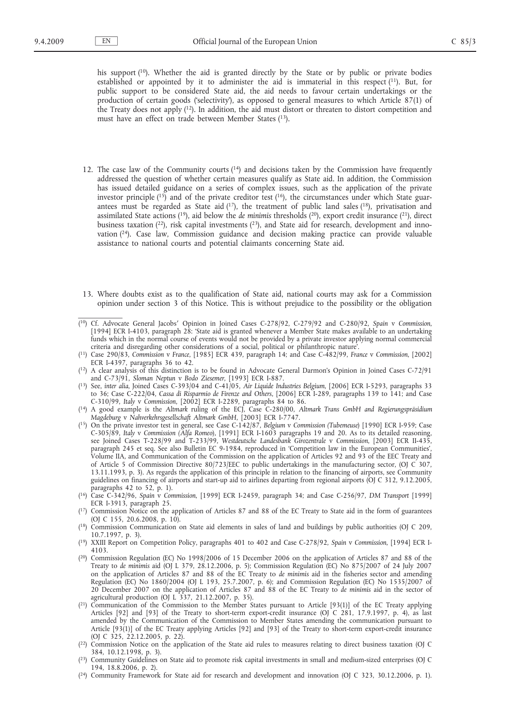his support [10]. Whether the aid is granted directly by the State or by public or private bodies established or appointed by it to administer the aid is immaterial in this respect [11]. But, for public support to be considered State aid, the aid needs to favour certain undertakings or the production of certain goods ('selectivity'), as opposed to general measures to which Article 87(1) of the Treaty does not apply [12]. In addition, the aid must distort or threaten to distort competition and must have an effect on trade between Member States [13].

12. The case law of the Community courts [14] and decisions taken by the Commission have frequently addressed the question of whether certain measures qualify as State aid. In addition, the Commission has issued detailed guidance on a series of complex issues, such as the application of the private investor principle [15] and of the private creditor test [16], the circumstances under which State guarantees must be regarded as State aid [17], the treatment of public land sales [18], privatisation and assimilated State actions [19], aid below the *de minimis* thresholds [20], export credit insurance [21], direct business taxation [22], risk capital investments [23], and State aid for research, development and innovation [24]. Case law, Commission guidance and decision making practice can provide valuable assistance to national courts and potential claimants concerning State aid.

13. Where doubts exist as to the qualification of State aid, national courts may ask for a Commission opinion under section 3 of this Notice. This is without prejudice to the possibility or the obligation

---

(10) Cf. Advocate General Jacobs' Opinion in Joined Cases C-278/92, C-279/92 and C-280/92, *Spain* v *Commission*, [1994] ECR I-4103, paragraph 28: 'State aid is granted whenever a Member State makes available to an undertaking funds which in the normal course of events would not be provided by a private investor applying normal commercial criteria and disregarding other considerations of a social, political or philanthropic nature'.

(11) Case 290/83, *Commission* v *France*, [1985] ECR 439, paragraph 14; and Case C-482/99, *France* v *Commission*, [2002] ECR I-4397, paragraphs 36 to 42.

(12) A clear analysis of this distinction is to be found in Advocate General Darmon's Opinion in Joined Cases C-72/91 and C-73/91, *Sloman Neptun* v *Bodo Ziesemer*, [1993] ECR I-887.

(13) See, *inter alia*, Joined Cases C-393/04 and C-41/05, *Air Liquide Industries Belgium*, [2006] ECR I-5293, paragraphs 33 to 36; Case C-222/04, *Cassa di Risparmio de Firenze and Others*, [2006] ECR I-289, paragraphs 139 to 141; and Case C-310/99, *Italy* v *Commission*, [2002] ECR I-2289, paragraphs 84 to 86.

(14) A good example is the *Altmark* ruling of the ECJ, Case C-280/00, *Altmark Trans GmbH and Regierungspräsidium Magdeburg* v *Nahverkehrsgesellschaft Altmark GmbH*, [2003] ECR I-7747.

(15) On the private investor test in general, see Case C-142/87, *Belgium* v *Commission (Tubemeuse)* [1990] ECR I-959; Case C-305/89, *Italy* v *Commission (Alfa Romeo)*, [1991] ECR I-1603 paragraphs 19 and 20. As to its detailed reasoning, see Joined Cases T-228/99 and T-233/99, *Westdeutsche Landesbank Girozentrale* v *Commission*, [2003] ECR II-435, paragraph 245 et seq. See also Bulletin EC 9-1984, reproduced in 'Competition law in the European Communities', Volume IIA, and Communication of the Commission on the application of Articles 92 and 93 of the EEC Treaty and of Article 5 of Commission Directive 80/723/EEC to public undertakings in the manufacturing sector, (OJ C 307, 13.11.1993, p. 3). As regards the application of this principle in relation to the financing of airports, see Community guidelines on financing of airports and start-up aid to airlines departing from regional airports (OJ C 312, 9.12.2005, paragraphs 42 to 52, p. 1).

(16) Case C-342/96, *Spain* v *Commission*, [1999] ECR I-2459, paragraph 34; and Case C-256/97, *DM Transport* [1999] ECR I-3913, paragraph 25.

(17) Commission Notice on the application of Articles 87 and 88 of the EC Treaty to State aid in the form of guarantees (OJ C 155, 20.6.2008, p. 10).

(18) Commission Communication on State aid elements in sales of land and buildings by public authorities (OJ C 209, 10.7.1997, p. 3).

(19) XXIII Report on Competition Policy, paragraphs 401 to 402 and Case C-278/92, *Spain* v *Commission*, [1994] ECR I-4103.

(20) Commission Regulation (EC) No 1998/2006 of 15 December 2006 on the application of Articles 87 and 88 of the Treaty to *de minimis* aid (OJ L 379, 28.12.2006, p. 5); Commission Regulation (EC) No 875/2007 of 24 July 2007 on the application of Articles 87 and 88 of the EC Treaty to *de minimis* aid in the fisheries sector and amending Regulation (EC) No 1860/2004 (OJ L 193, 25.7.2007, p. 6); and Commission Regulation (EC) No 1535/2007 of 20 December 2007 on the application of Articles 87 and 88 of the EC Treaty to *de minimis* aid in the sector of agricultural production (OJ L 337, 21.12.2007, p. 35).

(21) Communication of the Commission to the Member States pursuant to Article [93(1)] of the EC Treaty applying Articles [92] and [93] of the Treaty to short-term export-credit insurance (OJ C 281, 17.9.1997, p. 4), as last amended by the Communication of the Commission to Member States amending the communication pursuant to Article [93(1)] of the EC Treaty applying Articles [92] and [93] of the Treaty to short-term export-credit insurance (OJ C 325, 22.12.2005, p. 22).

(22) Commission Notice on the application of the State aid rules to measures relating to direct business taxation (OJ C 384, 10.12.1998, p. 3).

(23) Community Guidelines on State aid to promote risk capital investments in small and medium-sized enterprises (OJ C 194, 18.8.2006, p. 2).

(24) Community Framework for State aid for research and development and innovation (OJ C 323, 30.12.2006, p. 1).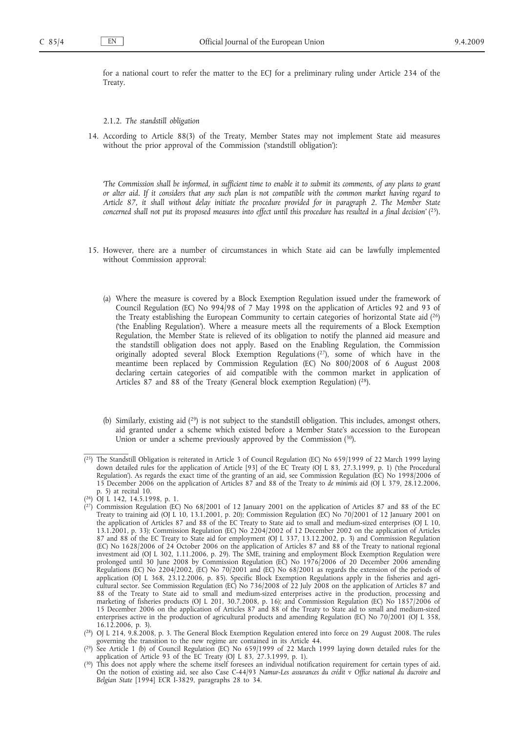for a national court to refer the matter to the ECJ for a preliminary ruling under Article 234 of the Treaty.

2.1.2. *The standstill obligation*

14. According to Article 88(3) of the Treaty, Member States may not implement State aid measures without the prior approval of the Commission ('standstill obligation'):

*'The Commission shall be informed, in sufficient time to enable it to submit its comments, of any plans to grant or alter aid. If it considers that any such plan is not compatible with the common market having regard to Article 87, it shall without delay initiate the procedure provided for in paragraph 2. The Member State concerned shall not put its proposed measures into effect until this procedure has resulted in a final decision'* [25].

15. However, there are a number of circumstances in which State aid can be lawfully implemented without Commission approval:

(a) Where the measure is covered by a Block Exemption Regulation issued under the framework of Council Regulation (EC) No 994/98 of 7 May 1998 on the application of Articles 92 and 93 of the Treaty establishing the European Community to certain categories of horizontal State aid [26] ('the Enabling Regulation'). Where a measure meets all the requirements of a Block Exemption Regulation, the Member State is relieved of its obligation to notify the planned aid measure and the standstill obligation does not apply. Based on the Enabling Regulation, the Commission originally adopted several Block Exemption Regulations [27], some of which have in the meantime been replaced by Commission Regulation (EC) No 800/2008 of 6 August 2008 declaring certain categories of aid compatible with the common market in application of Articles 87 and 88 of the Treaty (General block exemption Regulation) [28].

(b) Similarly, existing aid [29] is not subject to the standstill obligation. This includes, amongst others, aid granted under a scheme which existed before a Member State's accession to the European Union or under a scheme previously approved by the Commission [30].

---

[25] The Standstill Obligation is reiterated in Article 3 of Council Regulation (EC) No 659/1999 of 22 March 1999 laying down detailed rules for the application of Article [93] of the EC Treaty (OJ L 83, 27.3.1999, p. 1) ('the Procedural Regulation'). As regards the exact time of the granting of an aid, see Commission Regulation (EC) No 1998/2006 of 15 December 2006 on the application of Articles 87 and 88 of the Treaty to *de minimis* aid (OJ L 379, 28.12.2006, p. 5) at recital 10.

[26] OJ L 142, 14.5.1998, p. 1.

[27] Commission Regulation (EC) No 68/2001 of 12 January 2001 on the application of Articles 87 and 88 of the EC Treaty to training aid (OJ L 10, 13.1.2001, p. 20); Commission Regulation (EC) No 70/2001 of 12 January 2001 on the application of Articles 87 and 88 of the EC Treaty to State aid to small and medium-sized enterprises (OJ L 10, 13.1.2001, p. 33); Commission Regulation (EC) No 2204/2002 of 12 December 2002 on the application of Articles 87 and 88 of the EC Treaty to State aid for employment (OJ L 337, 13.12.2002, p. 3) and Commission Regulation (EC) No 1628/2006 of 24 October 2006 on the application of Articles 87 and 88 of the Treaty to national regional investment aid (OJ L 302, 1.11.2006, p. 29). The SME, training and employment Block Exemption Regulation were prolonged until 30 June 2008 by Commission Regulation (EC) No 1976/2006 of 20 December 2006 amending Regulations (EC) No 2204/2002, (EC) No 70/2001 and (EC) No 68/2001 as regards the extension of the periods of application (OJ L 368, 23.12.2006, p. 85). Specific Block Exemption Regulations apply in the fisheries and agricultural sector. See Commission Regulation (EC) No 736/2008 of 22 July 2008 on the application of Articles 87 and 88 of the Treaty to State aid to small and medium-sized enterprises active in the production, processing and marketing of fisheries products (OJ L 201, 30.7.2008, p. 16); and Commission Regulation (EC) No 1857/2006 of 15 December 2006 on the application of Articles 87 and 88 of the Treaty to State aid to small and medium-sized enterprises active in the production of agricultural products and amending Regulation (EC) No 70/2001 (OJ L 358, 16.12.2006, p. 3).

[28] OJ L 214, 9.8.2008, p. 3. The General Block Exemption Regulation entered into force on 29 August 2008. The rules governing the transition to the new regime are contained in its Article 44.

[29] See Article 1 (b) of Council Regulation (EC) No 659/1999 of 22 March 1999 laying down detailed rules for the application of Article 93 of the EC Treaty (OJ L 83, 27.3.1999, p. 1).

[30] This does not apply where the scheme itself foresees an individual notification requirement for certain types of aid. On the notion of existing aid, see also Case C-44/93 *Namur-Les assurances du crédit* v *Office national du ducroire and Belgian State* [1994] ECR I-3829, paragraphs 28 to 34.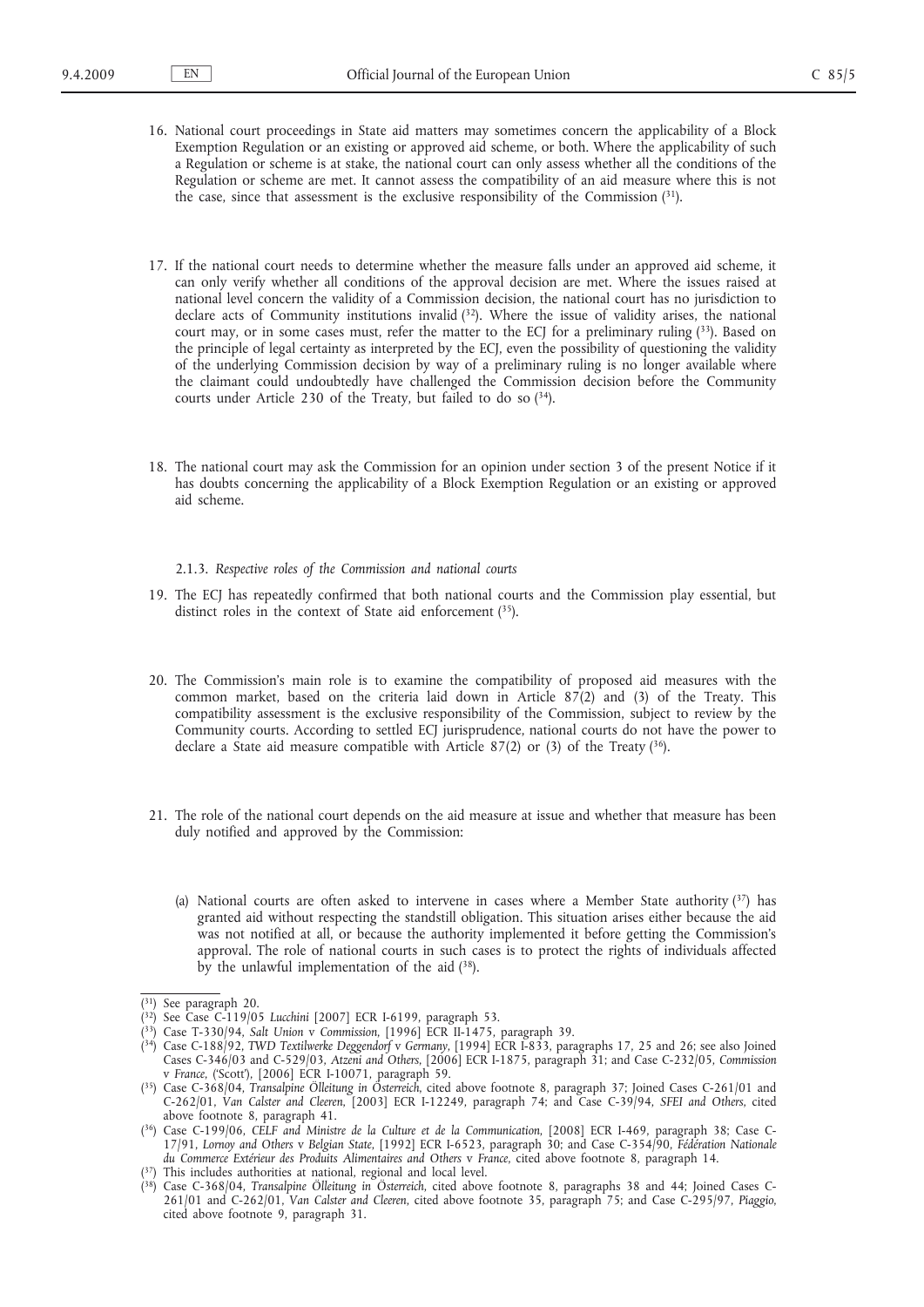16. National court proceedings in State aid matters may sometimes concern the applicability of a Block Exemption Regulation or an existing or approved aid scheme, or both. Where the applicability of such a Regulation or scheme is at stake, the national court can only assess whether all the conditions of the Regulation or scheme are met. It cannot assess the compatibility of an aid measure where this is not the case, since that assessment is the exclusive responsibility of the Commission [31].

17. If the national court needs to determine whether the measure falls under an approved aid scheme, it can only verify whether all conditions of the approval decision are met. Where the issues raised at national level concern the validity of a Commission decision, the national court has no jurisdiction to declare acts of Community institutions invalid [32]. Where the issue of validity arises, the national court may, or in some cases must, refer the matter to the ECJ for a preliminary ruling [33]. Based on the principle of legal certainty as interpreted by the ECJ, even the possibility of questioning the validity of the underlying Commission decision by way of a preliminary ruling is no longer available where the claimant could undoubtedly have challenged the Commission decision before the Community courts under Article 230 of the Treaty, but failed to do so [34].

18. The national court may ask the Commission for an opinion under section 3 of the present Notice if it has doubts concerning the applicability of a Block Exemption Regulation or an existing or approved aid scheme.

### 2.1.3. *Respective roles of the Commission and national courts*

19. The ECJ has repeatedly confirmed that both national courts and the Commission play essential, but distinct roles in the context of State aid enforcement [35].

20. The Commission's main role is to examine the compatibility of proposed aid measures with the common market, based on the criteria laid down in Article 87(2) and (3) of the Treaty. This compatibility assessment is the exclusive responsibility of the Commission, subject to review by the Community courts. According to settled ECJ jurisprudence, national courts do not have the power to declare a State aid measure compatible with Article 87(2) or (3) of the Treaty [36].

21. The role of the national court depends on the aid measure at issue and whether that measure has been duly notified and approved by the Commission:

    (a) National courts are often asked to intervene in cases where a Member State authority [37] has granted aid without respecting the standstill obligation. This situation arises either because the aid was not notified at all, or because the authority implemented it before getting the Commission's approval. The role of national courts in such cases is to protect the rights of individuals affected by the unlawful implementation of the aid [38].

---

(31) See paragraph 20.

(32) See Case C-119/05 *Lucchini* [2007] ECR I-6199, paragraph 53.

(33) Case T-330/94, *Salt Union* v *Commission*, [1996] ECR II-1475, paragraph 39.

(34) Case C-188/92, *TWD Textilwerke Deggendorf* v *Germany*, [1994] ECR I-833, paragraphs 17, 25 and 26; see also Joined Cases C-346/03 and C-529/03, *Atzeni and Others*, [2006] ECR I-1875, paragraph 31; and Case C-232/05, *Commission* v *France*, ('Scott'), [2006] ECR I-10071, paragraph 59.

(35) Case C-368/04, *Transalpine Ölleitung in Österreich*, cited above footnote 8, paragraph 37; Joined Cases C-261/01 and C-262/01, *Van Calster and Cleeren*, [2003] ECR I-12249, paragraph 74; and Case C-39/94, *SFEI and Others*, cited above footnote 8, paragraph 41.

(36) Case C-199/06, *CELF and Ministre de la Culture et de la Communication*, [2008] ECR I-469, paragraph 38; Case C-17/91, *Lornoy and Others* v *Belgian State*, [1992] ECR I-6523, paragraph 30; and Case C-354/90, *Fédération Nationale du Commerce Extérieur des Produits Alimentaires and Others* v *France*, cited above footnote 8, paragraph 14.

(37) This includes authorities at national, regional and local level.

(38) Case C-368/04, *Transalpine Ölleitung in Österreich*, cited above footnote 8, paragraphs 38 and 44; Joined Cases C-261/01 and C-262/01, *Van Calster and Cleeren*, cited above footnote 35, paragraph 75; and Case C-295/97, *Piaggio*, cited above footnote 9, paragraph 31.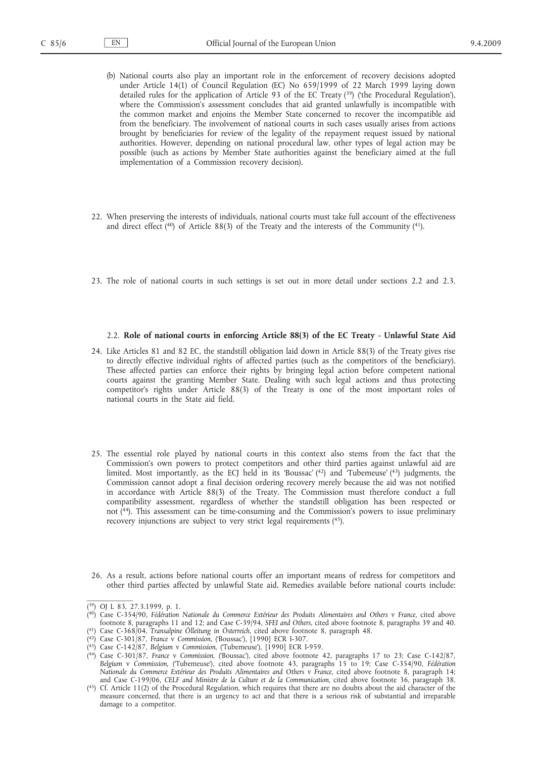(b) National courts also play an important role in the enforcement of recovery decisions adopted under Article 14(1) of Council Regulation (EC) No 659/1999 of 22 March 1999 laying down detailed rules for the application of Article 93 of the EC Treaty [39] ('the Procedural Regulation'), where the Commission's assessment concludes that aid granted unlawfully is incompatible with the common market and enjoins the Member State concerned to recover the incompatible aid from the beneficiary. The involvement of national courts in such cases usually arises from actions brought by beneficiaries for review of the legality of the repayment request issued by national authorities. However, depending on national procedural law, other types of legal action may be possible (such as actions by Member State authorities against the beneficiary aimed at the full implementation of a Commission recovery decision).

22. When preserving the interests of individuals, national courts must take full account of the effectiveness and direct effect [40] of Article 88(3) of the Treaty and the interests of the Community [41].

23. The role of national courts in such settings is set out in more detail under sections 2.2 and 2.3.

### 2.2. Role of national courts in enforcing Article 88(3) of the EC Treaty - Unlawful State Aid

24. Like Articles 81 and 82 EC, the standstill obligation laid down in Article 88(3) of the Treaty gives rise to directly effective individual rights of affected parties (such as the competitors of the beneficiary). These affected parties can enforce their rights by bringing legal action before competent national courts against the granting Member State. Dealing with such legal actions and thus protecting competitor's rights under Article 88(3) of the Treaty is one of the most important roles of national courts in the State aid field.

25. The essential role played by national courts in this context also stems from the fact that the Commission's own powers to protect competitors and other third parties against unlawful aid are limited. Most importantly, as the ECJ held in its 'Boussac' [42] and 'Tubemeuse' [43] judgments, the Commission cannot adopt a final decision ordering recovery merely because the aid was not notified in accordance with Article 88(3) of the Treaty. The Commission must therefore conduct a full compatibility assessment, regardless of whether the standstill obligation has been respected or not [44]. This assessment can be time-consuming and the Commission's powers to issue preliminary recovery injunctions are subject to very strict legal requirements [45].

26. As a result, actions before national courts offer an important means of redress for competitors and other third parties affected by unlawful State aid. Remedies available before national courts include:

---

[39] OJ L 83, 27.3.1999, p. 1.

[40] Case C-354/90, *Fédération Nationale du Commerce Extérieur des Produits Alimentaires and Others* v *France*, cited above footnote 8, paragraphs 11 and 12; and Case C-39/94, *SFEI and Others*, cited above footnote 8, paragraphs 39 and 40.

[41] Case C-368/04, *Transalpine Ölleitung in Österreich*, cited above footnote 8, paragraph 48.

[42] Case C-301/87, *France* v *Commission*, ('Boussac'), [1990] ECR I-307.

[43] Case C-142/87, *Belgium* v *Commission*, ('Tubemeuse'), [1990] ECR I-959.

[44] Case C-301/87, *France* v *Commission*, ('Boussac'), cited above footnote 42, paragraphs 17 to 23; Case C-142/87, *Belgium* v *Commission*, ('Tubemeuse'), cited above footnote 43, paragraphs 15 to 19; Case C-354/90, *Fédération Nationale du Commerce Extérieur des Produits Alimentaires and Others* v *France*, cited above footnote 8, paragraph 14; and Case C-199/06, *CELF and Ministre de la Culture et de la Communication*, cited above footnote 36, paragraph 38.

[45] Cf. Article 11(2) of the Procedural Regulation, which requires that there are no doubts about the aid character of the measure concerned, that there is an urgency to act and that there is a serious risk of substantial and irreparable damage to a competitor.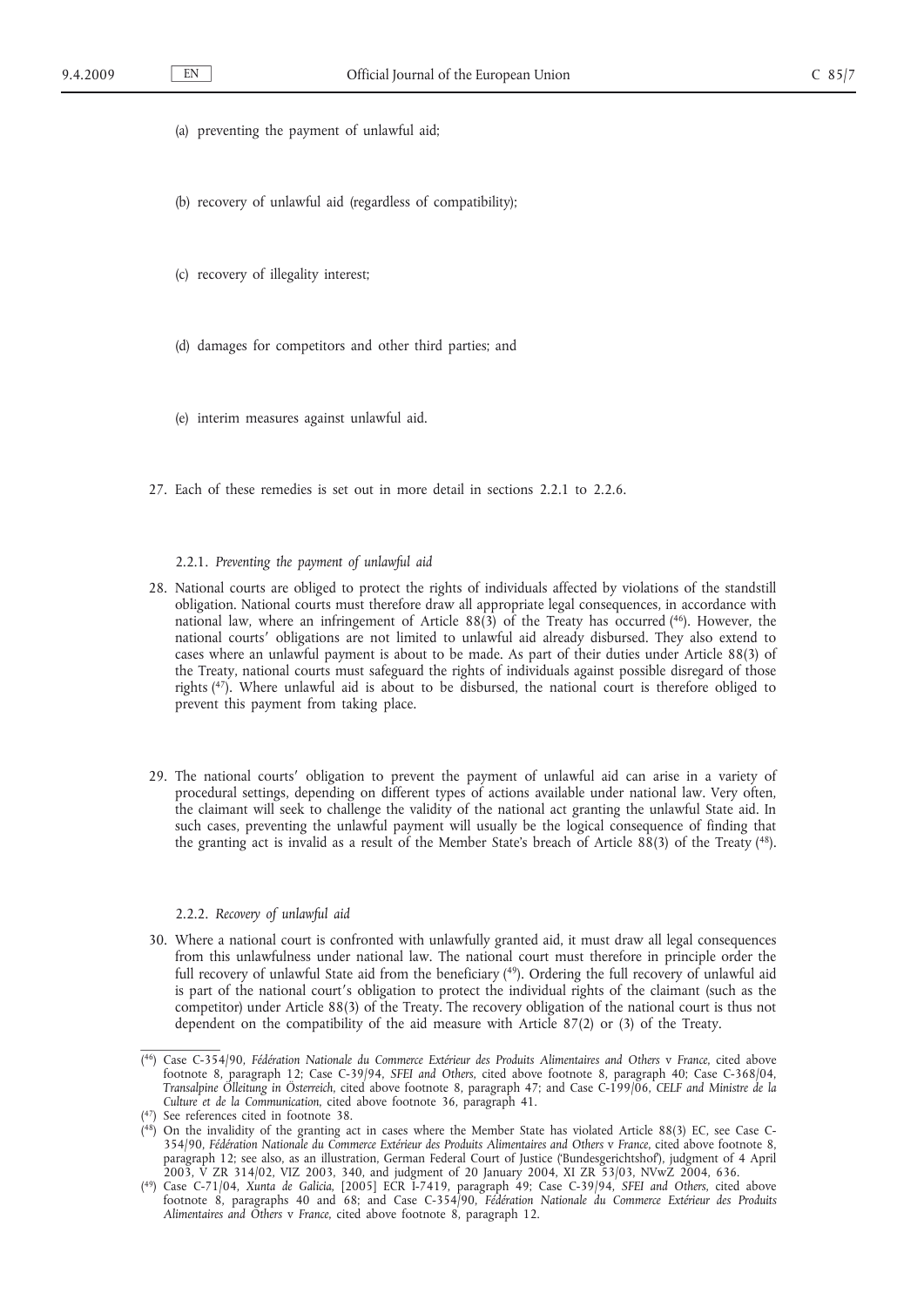(a) preventing the payment of unlawful aid;

(b) recovery of unlawful aid (regardless of compatibility);

(c) recovery of illegality interest;

(d) damages for competitors and other third parties; and

(e) interim measures against unlawful aid.

27. Each of these remedies is set out in more detail in sections 2.2.1 to 2.2.6.

### 2.2.1. *Preventing the payment of unlawful aid*

28. National courts are obliged to protect the rights of individuals affected by violations of the standstill obligation. National courts must therefore draw all appropriate legal consequences, in accordance with national law, where an infringement of Article 88(3) of the Treaty has occurred [46]. However, the national courts' obligations are not limited to unlawful aid already disbursed. They also extend to cases where an unlawful payment is about to be made. As part of their duties under Article 88(3) of the Treaty, national courts must safeguard the rights of individuals against possible disregard of those rights [47]. Where unlawful aid is about to be disbursed, the national court is therefore obliged to prevent this payment from taking place.

29. The national courts' obligation to prevent the payment of unlawful aid can arise in a variety of procedural settings, depending on different types of actions available under national law. Very often, the claimant will seek to challenge the validity of the national act granting the unlawful State aid. In such cases, preventing the unlawful payment will usually be the logical consequence of finding that the granting act is invalid as a result of the Member State's breach of Article 88(3) of the Treaty [48].

### 2.2.2. *Recovery of unlawful aid*

30. Where a national court is confronted with unlawfully granted aid, it must draw all legal consequences from this unlawfulness under national law. The national court must therefore in principle order the full recovery of unlawful State aid from the beneficiary [49]. Ordering the full recovery of unlawful aid is part of the national court's obligation to protect the individual rights of the claimant (such as the competitor) under Article 88(3) of the Treaty. The recovery obligation of the national court is thus not dependent on the compatibility of the aid measure with Article 87(2) or (3) of the Treaty.

---

[46] Case C-354/90, *Fédération Nationale du Commerce Extérieur des Produits Alimentaires and Others* v *France*, cited above footnote 8, paragraph 12; Case C-39/94, *SFEI and Others*, cited above footnote 8, paragraph 40; Case C-368/04, *Transalpine Ölleitung in Österreich*, cited above footnote 8, paragraph 47; and Case C-199/06, *CELF and Ministre de la Culture et de la Communication*, cited above footnote 36, paragraph 41.

[47] See references cited in footnote 38.

[48] On the invalidity of the granting act in cases where the Member State has violated Article 88(3) EC, see Case C-354/90, *Fédération Nationale du Commerce Extérieur des Produits Alimentaires and Others* v *France*, cited above footnote 8, paragraph 12; see also, as an illustration, German Federal Court of Justice ('Bundesgerichtshof'), judgment of 4 April 2003, V ZR 314/02, VIZ 2003, 340, and judgment of 20 January 2004, XI ZR 53/03, NVwZ 2004, 636.

[49] Case C-71/04, *Xunta de Galicia*, [2005] ECR I-7419, paragraph 49; Case C-39/94, *SFEI and Others*, cited above footnote 8, paragraphs 40 and 68; and Case C-354/90, *Fédération Nationale du Commerce Extérieur des Produits Alimentaires and Others* v *France*, cited above footnote 8, paragraph 12.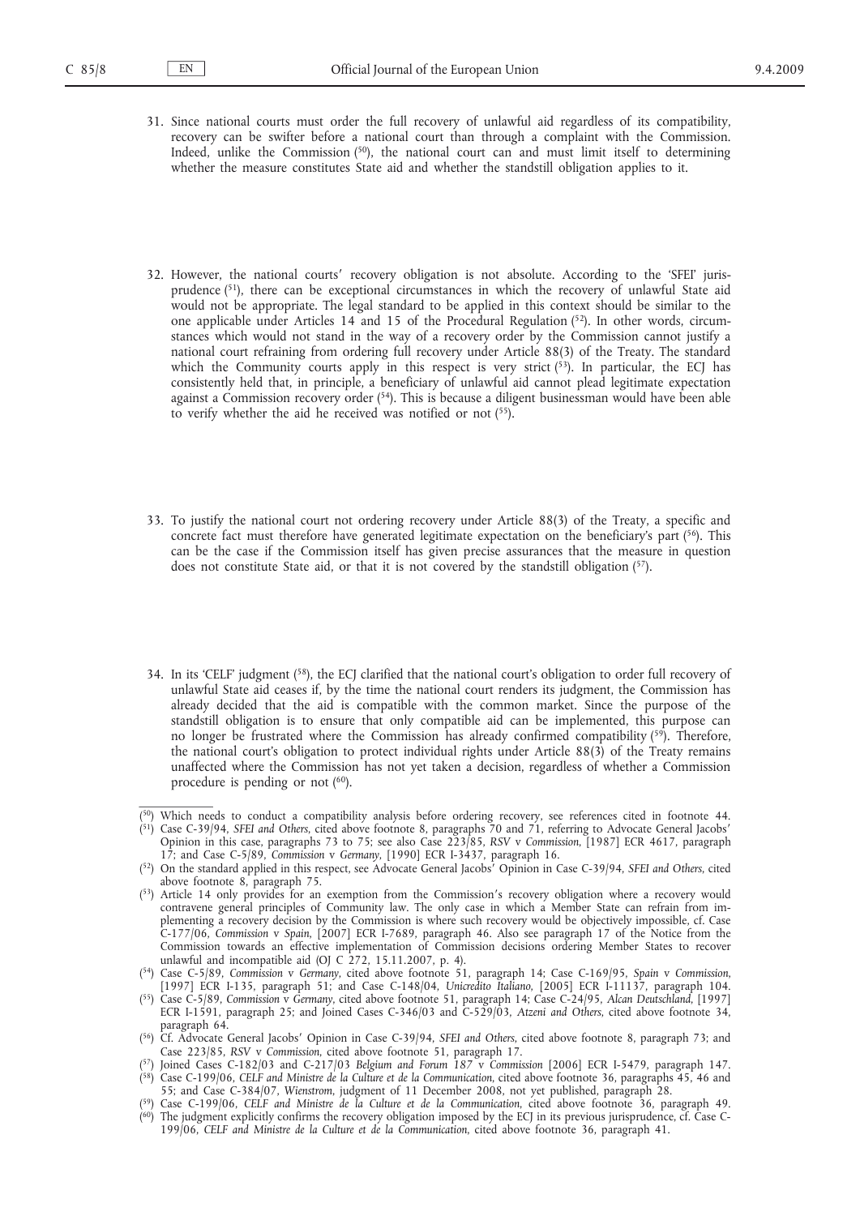31. Since national courts must order the full recovery of unlawful aid regardless of its compatibility, recovery can be swifter before a national court than through a complaint with the Commission. Indeed, unlike the Commission ([50]), the national court can and must limit itself to determining whether the measure constitutes State aid and whether the standstill obligation applies to it.

32. However, the national courts' recovery obligation is not absolute. According to the 'SFEI' jurisprudence ([51]), there can be exceptional circumstances in which the recovery of unlawful State aid would not be appropriate. The legal standard to be applied in this context should be similar to the one applicable under Articles 14 and 15 of the Procedural Regulation ([52]). In other words, circumstances which would not stand in the way of a recovery order by the Commission cannot justify a national court refraining from ordering full recovery under Article 88(3) of the Treaty. The standard which the Community courts apply in this respect is very strict ([53]). In particular, the ECJ has consistently held that, in principle, a beneficiary of unlawful aid cannot plead legitimate expectation against a Commission recovery order ([54]). This is because a diligent businessman would have been able to verify whether the aid he received was notified or not ([55]).

33. To justify the national court not ordering recovery under Article 88(3) of the Treaty, a specific and concrete fact must therefore have generated legitimate expectation on the beneficiary's part ([56]). This can be the case if the Commission itself has given precise assurances that the measure in question does not constitute State aid, or that it is not covered by the standstill obligation ([57]).

34. In its 'CELF' judgment ([58]), the ECJ clarified that the national court's obligation to order full recovery of unlawful State aid ceases if, by the time the national court renders its judgment, the Commission has already decided that the aid is compatible with the common market. Since the purpose of the standstill obligation is to ensure that only compatible aid can be implemented, this purpose can no longer be frustrated where the Commission has already confirmed compatibility ([59]). Therefore, the national court's obligation to protect individual rights under Article 88(3) of the Treaty remains unaffected where the Commission has not yet taken a decision, regardless of whether a Commission procedure is pending or not ([60]).

---

([50]) Which needs to conduct a compatibility analysis before ordering recovery, see references cited in footnote 44.

([51]) Case C-39/94, *SFEI and Others*, cited above footnote 8, paragraphs 70 and 71, referring to Advocate General Jacobs' Opinion in this case, paragraphs 73 to 75; see also Case 223/85, *RSV* v *Commission*, [1987] ECR 4617, paragraph 17; and Case C-5/89, *Commission* v *Germany*, [1990] ECR I-3437, paragraph 16.

([52]) On the standard applied in this respect, see Advocate General Jacobs' Opinion in Case C-39/94, *SFEI and Others*, cited above footnote 8, paragraph 75.

([53]) Article 14 only provides for an exemption from the Commission's recovery obligation where a recovery would contravene general principles of Community law. The only case in which a Member State can refrain from implementing a recovery decision by the Commission is where such recovery would be objectively impossible, cf. Case C-177/06, *Commission* v *Spain*, [2007] ECR I-7689, paragraph 46. Also see paragraph 17 of the Notice from the Commission towards an effective implementation of Commission decisions ordering Member States to recover unlawful and incompatible aid (OJ C 272, 15.11.2007, p. 4).

([54]) Case C-5/89, *Commission* v *Germany*, cited above footnote 51, paragraph 14; Case C-169/95, *Spain* v *Commission*, [1997] ECR I-135, paragraph 51; and Case C-148/04, *Unicredito Italiano*, [2005] ECR I-11137, paragraph 104.

([55]) Case C-5/89, *Commission* v *Germany*, cited above footnote 51, paragraph 14; Case C-24/95, *Alcan Deutschland*, [1997] ECR I-1591, paragraph 25; and Joined Cases C-346/03 and C-529/03, *Atzeni and Others*, cited above footnote 34, paragraph 64.

([56]) Cf. Advocate General Jacobs' Opinion in Case C-39/94, *SFEI and Others*, cited above footnote 8, paragraph 73; and Case 223/85, *RSV* v *Commission*, cited above footnote 51, paragraph 17.

([57]) Joined Cases C-182/03 and C-217/03 *Belgium and Forum 187* v *Commission* [2006] ECR I-5479, paragraph 147.

([58]) Case C-199/06, *CELF and Ministre de la Culture et de la Communication*, cited above footnote 36, paragraphs 45, 46 and 55; and Case C-384/07, *Wienstrom*, judgment of 11 December 2008, not yet published, paragraph 28.

([59]) Case C-199/06, *CELF and Ministre de la Culture et de la Communication*, cited above footnote 36, paragraph 49.

([60]) The judgment explicitly confirms the recovery obligation imposed by the ECJ in its previous jurisprudence, cf. Case C-199/06, *CELF and Ministre de la Culture et de la Communication*, cited above footnote 36, paragraph 41.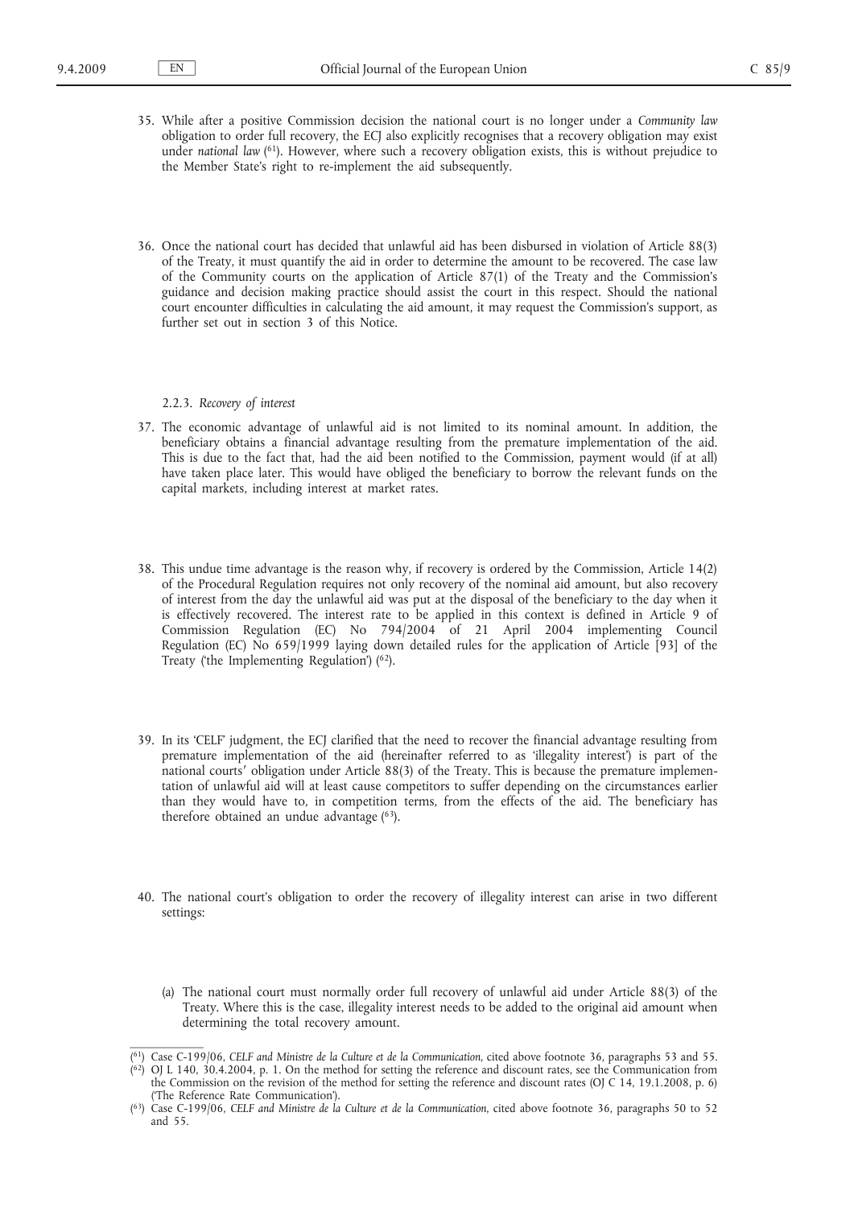35. While after a positive Commission decision the national court is no longer under a *Community law* obligation to order full recovery, the ECJ also explicitly recognises that a recovery obligation may exist under *national law* [61]. However, where such a recovery obligation exists, this is without prejudice to the Member State's right to re-implement the aid subsequently.

36. Once the national court has decided that unlawful aid has been disbursed in violation of Article 88(3) of the Treaty, it must quantify the aid in order to determine the amount to be recovered. The case law of the Community courts on the application of Article 87(1) of the Treaty and the Commission's guidance and decision making practice should assist the court in this respect. Should the national court encounter difficulties in calculating the aid amount, it may request the Commission's support, as further set out in section 3 of this Notice.

#### 2.2.3. *Recovery of interest*

37. The economic advantage of unlawful aid is not limited to its nominal amount. In addition, the beneficiary obtains a financial advantage resulting from the premature implementation of the aid. This is due to the fact that, had the aid been notified to the Commission, payment would (if at all) have taken place later. This would have obliged the beneficiary to borrow the relevant funds on the capital markets, including interest at market rates.

38. This undue time advantage is the reason why, if recovery is ordered by the Commission, Article 14(2) of the Procedural Regulation requires not only recovery of the nominal aid amount, but also recovery of interest from the day the unlawful aid was put at the disposal of the beneficiary to the day when it is effectively recovered. The interest rate to be applied in this context is defined in Article 9 of Commission Regulation (EC) No 794/2004 of 21 April 2004 implementing Council Regulation (EC) No 659/1999 laying down detailed rules for the application of Article [93] of the Treaty ('the Implementing Regulation') [62].

39. In its 'CELF' judgment, the ECJ clarified that the need to recover the financial advantage resulting from premature implementation of the aid (hereinafter referred to as 'illegality interest') is part of the national courts' obligation under Article 88(3) of the Treaty. This is because the premature implementation of unlawful aid will at least cause competitors to suffer depending on the circumstances earlier than they would have to, in competition terms, from the effects of the aid. The beneficiary has therefore obtained an undue advantage [63].

40. The national court's obligation to order the recovery of illegality interest can arise in two different settings:

   (a) The national court must normally order full recovery of unlawful aid under Article 88(3) of the Treaty. Where this is the case, illegality interest needs to be added to the original aid amount when determining the total recovery amount.

---

[61] Case C-199/06, *CELF and Ministre de la Culture et de la Communication*, cited above footnote 36, paragraphs 53 and 55.

[62] OJ L 140, 30.4.2004, p. 1. On the method for setting the reference and discount rates, see the Communication from the Commission on the revision of the method for setting the reference and discount rates (OJ C 14, 19.1.2008, p. 6) ('The Reference Rate Communication').

[63] Case C-199/06, *CELF and Ministre de la Culture et de la Communication*, cited above footnote 36, paragraphs 50 to 52 and 55.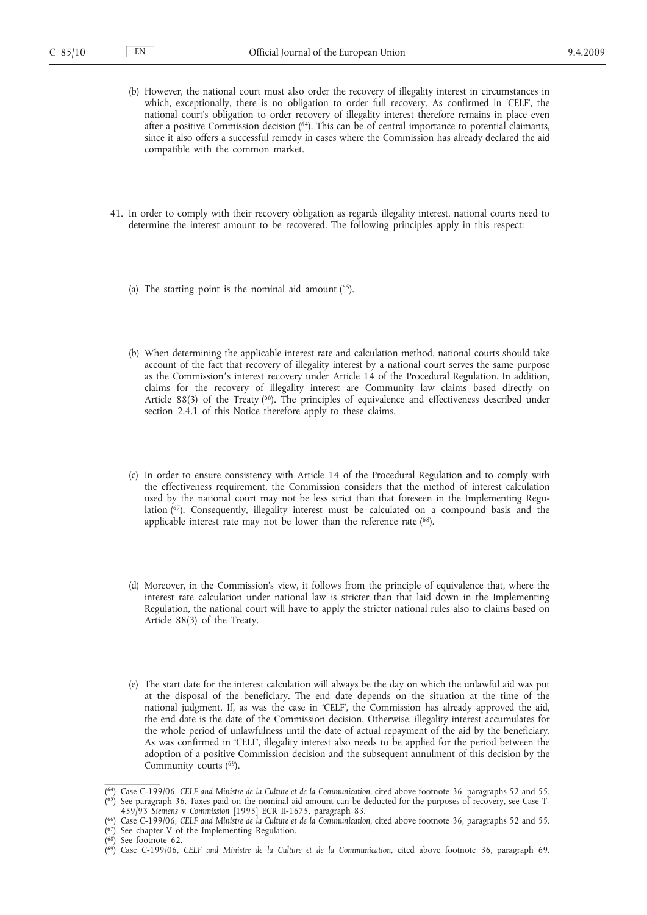(b) However, the national court must also order the recovery of illegality interest in circumstances in which, exceptionally, there is no obligation to order full recovery. As confirmed in 'CELF', the national court's obligation to order recovery of illegality interest therefore remains in place even after a positive Commission decision [64]. This can be of central importance to potential claimants, since it also offers a successful remedy in cases where the Commission has already declared the aid compatible with the common market.

41. In order to comply with their recovery obligation as regards illegality interest, national courts need to determine the interest amount to be recovered. The following principles apply in this respect:

(a) The starting point is the nominal aid amount [65].

(b) When determining the applicable interest rate and calculation method, national courts should take account of the fact that recovery of illegality interest by a national court serves the same purpose as the Commission's interest recovery under Article 14 of the Procedural Regulation. In addition, claims for the recovery of illegality interest are Community law claims based directly on Article 88(3) of the Treaty [66]. The principles of equivalence and effectiveness described under section 2.4.1 of this Notice therefore apply to these claims.

(c) In order to ensure consistency with Article 14 of the Procedural Regulation and to comply with the effectiveness requirement, the Commission considers that the method of interest calculation used by the national court may not be less strict than that foreseen in the Implementing Regulation [67]. Consequently, illegality interest must be calculated on a compound basis and the applicable interest rate may not be lower than the reference rate [68].

(d) Moreover, in the Commission's view, it follows from the principle of equivalence that, where the interest rate calculation under national law is stricter than that laid down in the Implementing Regulation, the national court will have to apply the stricter national rules also to claims based on Article 88(3) of the Treaty.

(e) The start date for the interest calculation will always be the day on which the unlawful aid was put at the disposal of the beneficiary. The end date depends on the situation at the time of the national judgment. If, as was the case in 'CELF', the Commission has already approved the aid, the end date is the date of the Commission decision. Otherwise, illegality interest accumulates for the whole period of unlawfulness until the date of actual repayment of the aid by the beneficiary. As was confirmed in 'CELF', illegality interest also needs to be applied for the period between the adoption of a positive Commission decision and the subsequent annulment of this decision by the Community courts [69].

---

[64] Case C-199/06, *CELF and Ministre de la Culture et de la Communication*, cited above footnote 36, paragraphs 52 and 55.

[65] See paragraph 36. Taxes paid on the nominal aid amount can be deducted for the purposes of recovery, see Case T-459/93 *Siemens* v *Commission* [1995] ECR II-1675, paragraph 83.

[66] Case C-199/06, *CELF and Ministre de la Culture et de la Communication*, cited above footnote 36, paragraphs 52 and 55.

[67] See chapter V of the Implementing Regulation.

[68] See footnote 62.

[69] Case C-199/06, *CELF and Ministre de la Culture et de la Communication*, cited above footnote 36, paragraph 69.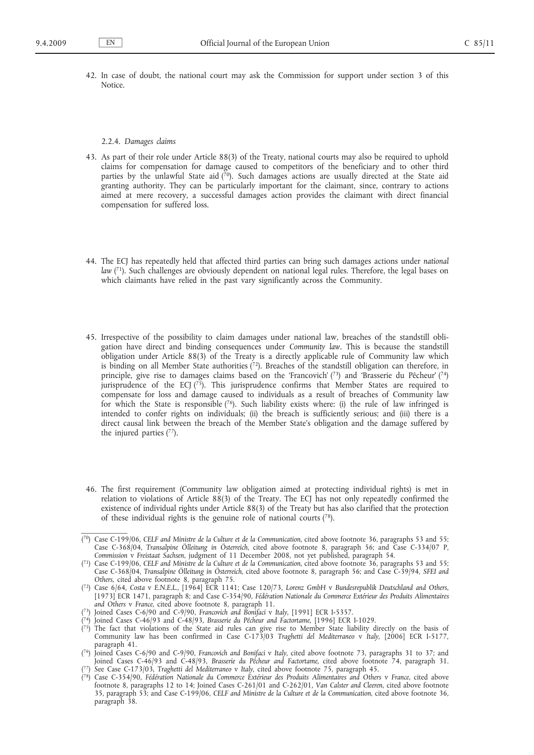42. In case of doubt, the national court may ask the Commission for support under section 3 of this Notice.

2.2.4. *Damages claims*

43. As part of their role under Article 88(3) of the Treaty, national courts may also be required to uphold claims for compensation for damage caused to competitors of the beneficiary and to other third parties by the unlawful State aid [70]. Such damages actions are usually directed at the State aid granting authority. They can be particularly important for the claimant, since, contrary to actions aimed at mere recovery, a successful damages action provides the claimant with direct financial compensation for suffered loss.

44. The ECJ has repeatedly held that affected third parties can bring such damages actions under *national law* [71]. Such challenges are obviously dependent on national legal rules. Therefore, the legal bases on which claimants have relied in the past vary significantly across the Community.

45. Irrespective of the possibility to claim damages under national law, breaches of the standstill obligation have direct and binding consequences under *Community law*. This is because the standstill obligation under Article 88(3) of the Treaty is a directly applicable rule of Community law which is binding on all Member State authorities [72]. Breaches of the standstill obligation can therefore, in principle, give rise to damages claims based on the 'Francovich' [73] and 'Brasserie du Pêcheur' [74] jurisprudence of the ECJ [75]. This jurisprudence confirms that Member States are required to compensate for loss and damage caused to individuals as a result of breaches of Community law for which the State is responsible [76]. Such liability exists where: (i) the rule of law infringed is intended to confer rights on individuals; (ii) the breach is sufficiently serious; and (iii) there is a direct causal link between the breach of the Member State's obligation and the damage suffered by the injured parties [77].

46. The first requirement (Community law obligation aimed at protecting individual rights) is met in relation to violations of Article 88(3) of the Treaty. The ECJ has not only repeatedly confirmed the existence of individual rights under Article 88(3) of the Treaty but has also clarified that the protection of these individual rights is the genuine role of national courts [78].

---

[70] Case C-199/06, *CELF and Ministre de la Culture et de la Communication*, cited above footnote 36, paragraphs 53 and 55; Case C-368/04, *Transalpine Ölleitung in Österreich*, cited above footnote 8, paragraph 56; and Case C-334/07 P, *Commission* v *Freistaat Sachsen*, judgment of 11 December 2008, not yet published, paragraph 54.

[71] Case C-199/06, *CELF and Ministre de la Culture et de la Communication*, cited above footnote 36, paragraphs 53 and 55; Case C-368/04, *Transalpine Ölleitung in Österreich*, cited above footnote 8, paragraph 56; and Case C-39/94, *SFEI and Others*, cited above footnote 8, paragraph 75.

[72] Case 6/64, *Costa* v *E.N.E.L.*, [1964] ECR 1141; Case 120/73, *Lorenz GmbH* v *Bundesrepublik Deutschland and Others*, [1973] ECR 1471, paragraph 8; and Case C-354/90, *Fédération Nationale du Commerce Extérieur des Produits Alimentaires and Others* v *France*, cited above footnote 8, paragraph 11.

[73] Joined Cases C-6/90 and C-9/90, *Francovich and Bonifaci* v *Italy*, [1991] ECR I-5357.

[74] Joined Cases C-46/93 and C-48/93, *Brasserie du Pêcheur and Factortame*, [1996] ECR I-1029.

[75] The fact that violations of the State aid rules can give rise to Member State liability directly on the basis of Community law has been confirmed in Case C-173/03 *Traghetti del Mediterraneo* v *Italy*, [2006] ECR I-5177, paragraph 41.

[76] Joined Cases C-6/90 and C-9/90, *Francovich and Bonifaci* v *Italy*, cited above footnote 73, paragraphs 31 to 37; and Joined Cases C-46/93 and C-48/93, *Brasserie du Pêcheur and Factortame*, cited above footnote 74, paragraph 31.

[77] See Case C-173/03, *Traghetti del Mediterraneo* v *Italy*, cited above footnote 75, paragraph 45.

[78] Case C-354/90, *Fédération Nationale du Commerce Extérieur des Produits Alimentaires and Others* v *France*, cited above footnote 8, paragraphs 12 to 14; Joined Cases C-261/01 and C-262/01, *Van Calster and Cleeren*, cited above footnote 35, paragraph 53; and Case C-199/06, *CELF and Ministre de la Culture et de la Communication*, cited above footnote 36, paragraph 38.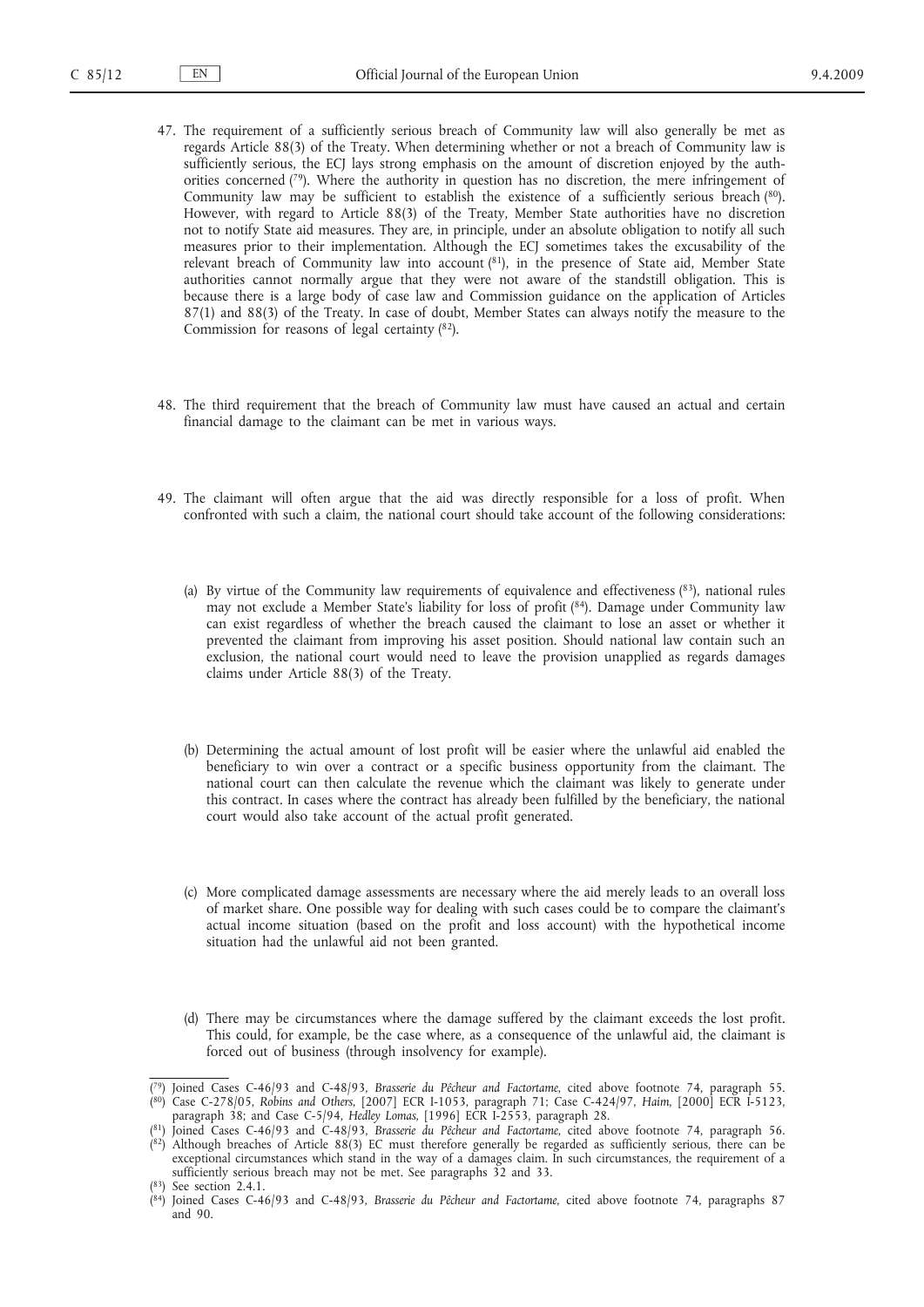47. The requirement of a sufficiently serious breach of Community law will also generally be met as regards Article 88(3) of the Treaty. When determining whether or not a breach of Community law is sufficiently serious, the ECJ lays strong emphasis on the amount of discretion enjoyed by the authorities concerned [79]. Where the authority in question has no discretion, the mere infringement of Community law may be sufficient to establish the existence of a sufficiently serious breach [80]. However, with regard to Article 88(3) of the Treaty, Member State authorities have no discretion not to notify State aid measures. They are, in principle, under an absolute obligation to notify all such measures prior to their implementation. Although the ECJ sometimes takes the excusability of the relevant breach of Community law into account [81], in the presence of State aid, Member State authorities cannot normally argue that they were not aware of the standstill obligation. This is because there is a large body of case law and Commission guidance on the application of Articles 87(1) and 88(3) of the Treaty. In case of doubt, Member States can always notify the measure to the Commission for reasons of legal certainty [82].

48. The third requirement that the breach of Community law must have caused an actual and certain financial damage to the claimant can be met in various ways.

49. The claimant will often argue that the aid was directly responsible for a loss of profit. When confronted with such a claim, the national court should take account of the following considerations:

   (a) By virtue of the Community law requirements of equivalence and effectiveness [83], national rules may not exclude a Member State's liability for loss of profit [84]. Damage under Community law can exist regardless of whether the breach caused the claimant to lose an asset or whether it prevented the claimant from improving his asset position. Should national law contain such an exclusion, the national court would need to leave the provision unapplied as regards damages claims under Article 88(3) of the Treaty.

   (b) Determining the actual amount of lost profit will be easier where the unlawful aid enabled the beneficiary to win over a contract or a specific business opportunity from the claimant. The national court can then calculate the revenue which the claimant was likely to generate under this contract. In cases where the contract has already been fulfilled by the beneficiary, the national court would also take account of the actual profit generated.

   (c) More complicated damage assessments are necessary where the aid merely leads to an overall loss of market share. One possible way for dealing with such cases could be to compare the claimant's actual income situation (based on the profit and loss account) with the hypothetical income situation had the unlawful aid not been granted.

   (d) There may be circumstances where the damage suffered by the claimant exceeds the lost profit. This could, for example, be the case where, as a consequence of the unlawful aid, the claimant is forced out of business (through insolvency for example).

---

[79] Joined Cases C-46/93 and C-48/93, *Brasserie du Pêcheur and Factortame*, cited above footnote 74, paragraph 55.

[80] Case C-278/05, *Robins and Others*, [2007] ECR I-1053, paragraph 71; Case C-424/97, *Haim*, [2000] ECR I-5123, paragraph 38; and Case C-5/94, *Hedley Lomas*, [1996] ECR I-2553, paragraph 28.

[81] Joined Cases C-46/93 and C-48/93, *Brasserie du Pêcheur and Factortame*, cited above footnote 74, paragraph 56.

[82] Although breaches of Article 88(3) EC must therefore generally be regarded as sufficiently serious, there can be exceptional circumstances which stand in the way of a damages claim. In such circumstances, the requirement of a sufficiently serious breach may not be met. See paragraphs 32 and 33.

[83] See section 2.4.1.

[84] Joined Cases C-46/93 and C-48/93, *Brasserie du Pêcheur and Factortame*, cited above footnote 74, paragraphs 87 and 90.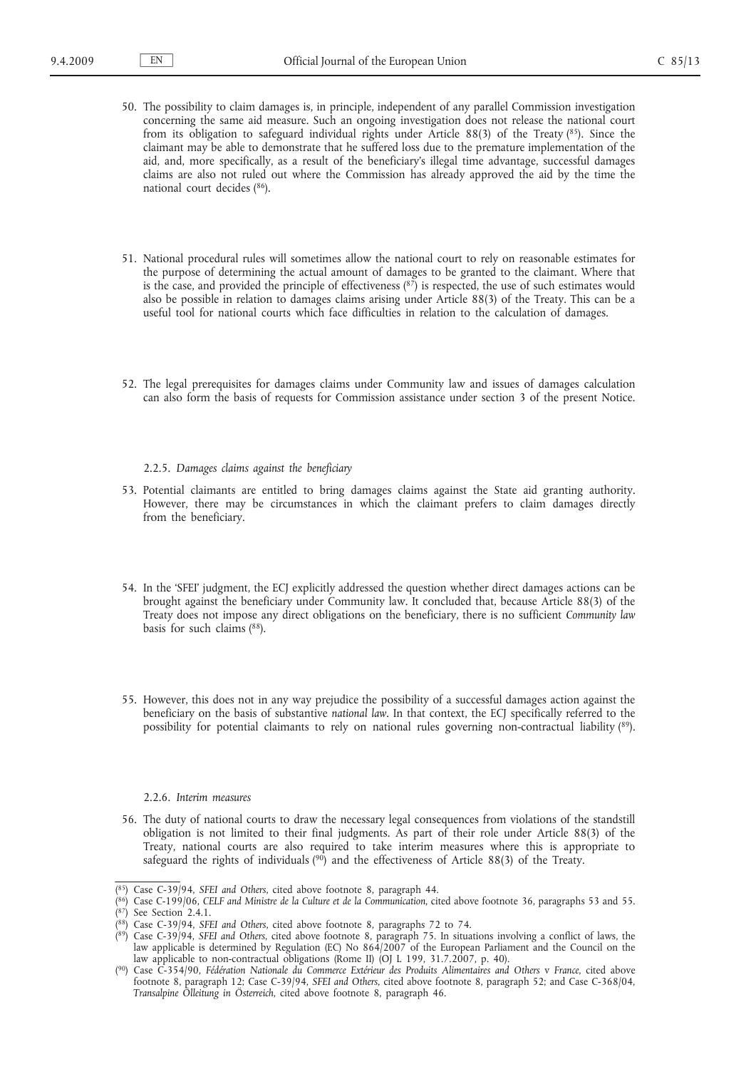50. The possibility to claim damages is, in principle, independent of any parallel Commission investigation concerning the same aid measure. Such an ongoing investigation does not release the national court from its obligation to safeguard individual rights under Article 88(3) of the Treaty [85]. Since the claimant may be able to demonstrate that he suffered loss due to the premature implementation of the aid, and, more specifically, as a result of the beneficiary's illegal time advantage, successful damages claims are also not ruled out where the Commission has already approved the aid by the time the national court decides [86].

51. National procedural rules will sometimes allow the national court to rely on reasonable estimates for the purpose of determining the actual amount of damages to be granted to the claimant. Where that is the case, and provided the principle of effectiveness [87] is respected, the use of such estimates would also be possible in relation to damages claims arising under Article 88(3) of the Treaty. This can be a useful tool for national courts which face difficulties in relation to the calculation of damages.

52. The legal prerequisites for damages claims under Community law and issues of damages calculation can also form the basis of requests for Commission assistance under section 3 of the present Notice.

2.2.5. *Damages claims against the beneficiary*

53. Potential claimants are entitled to bring damages claims against the State aid granting authority. However, there may be circumstances in which the claimant prefers to claim damages directly from the beneficiary.

54. In the 'SFEI' judgment, the ECJ explicitly addressed the question whether direct damages actions can be brought against the beneficiary under Community law. It concluded that, because Article 88(3) of the Treaty does not impose any direct obligations on the beneficiary, there is no sufficient *Community law* basis for such claims [88].

55. However, this does not in any way prejudice the possibility of a successful damages action against the beneficiary on the basis of substantive *national law*. In that context, the ECJ specifically referred to the possibility for potential claimants to rely on national rules governing non-contractual liability [89].

2.2.6. *Interim measures*

56. The duty of national courts to draw the necessary legal consequences from violations of the standstill obligation is not limited to their final judgments. As part of their role under Article 88(3) of the Treaty, national courts are also required to take interim measures where this is appropriate to safeguard the rights of individuals [90] and the effectiveness of Article 88(3) of the Treaty.

---

[85] Case C-39/94, *SFEI and Others*, cited above footnote 8, paragraph 44.

[86] Case C-199/06, *CELF and Ministre de la Culture et de la Communication*, cited above footnote 36, paragraphs 53 and 55.

[87] See Section 2.4.1.

[88] Case C-39/94, *SFEI and Others*, cited above footnote 8, paragraphs 72 to 74.

[89] Case C-39/94, *SFEI and Others*, cited above footnote 8, paragraph 75. In situations involving a conflict of laws, the law applicable is determined by Regulation (EC) No 864/2007 of the European Parliament and the Council on the law applicable to non-contractual obligations (Rome II) (OJ L 199, 31.7.2007, p. 40).

[90] Case C-354/90, *Fédération Nationale du Commerce Extérieur des Produits Alimentaires and Others* v *France*, cited above footnote 8, paragraph 12; Case C-39/94, *SFEI and Others*, cited above footnote 8, paragraph 52; and Case C-368/04, *Transalpine Ölleitung in Österreich*, cited above footnote 8, paragraph 46.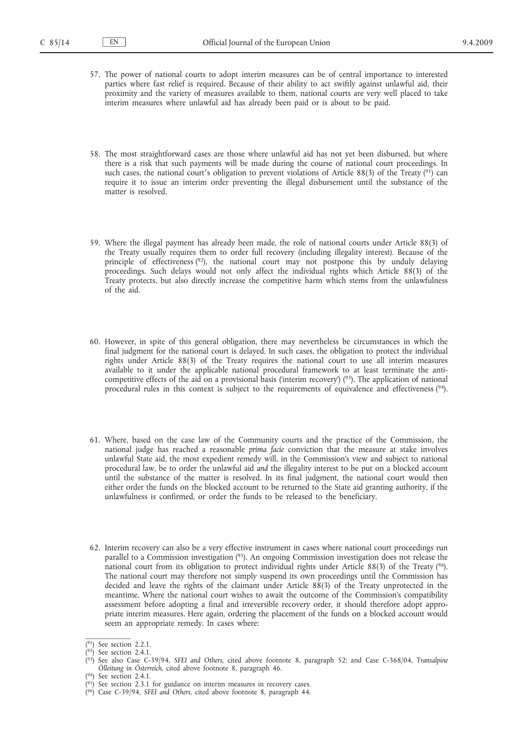57. The power of national courts to adopt interim measures can be of central importance to interested parties where fast relief is required. Because of their ability to act swiftly against unlawful aid, their proximity and the variety of measures available to them, national courts are very well placed to take interim measures where unlawful aid has already been paid or is about to be paid.

58. The most straightforward cases are those where unlawful aid has not yet been disbursed, but where there is a risk that such payments will be made during the course of national court proceedings. In such cases, the national court's obligation to prevent violations of Article 88(3) of the Treaty [91] can require it to issue an interim order preventing the illegal disbursement until the substance of the matter is resolved.

59. Where the illegal payment has already been made, the role of national courts under Article 88(3) of the Treaty usually requires them to order full recovery (including illegality interest). Because of the principle of effectiveness [92], the national court may not postpone this by unduly delaying proceedings. Such delays would not only affect the individual rights which Article 88(3) of the Treaty protects, but also directly increase the competitive harm which stems from the unlawfulness of the aid.

60. However, in spite of this general obligation, there may nevertheless be circumstances in which the final judgment for the national court is delayed. In such cases, the obligation to protect the individual rights under Article 88(3) of the Treaty requires the national court to use all interim measures available to it under the applicable national procedural framework to at least terminate the anti-competitive effects of the aid on a provisional basis ('interim recovery') [93]. The application of national procedural rules in this context is subject to the requirements of equivalence and effectiveness [94].

61. Where, based on the case law of the Community courts and the practice of the Commission, the national judge has reached a reasonable *prima facie* conviction that the measure at stake involves unlawful State aid, the most expedient remedy will, in the Commission's view and subject to national procedural law, be to order the unlawful aid *and* the illegality interest to be put on a blocked account until the substance of the matter is resolved. In its final judgment, the national court would then either order the funds on the blocked account to be returned to the State aid granting authority, if the unlawfulness is confirmed, or order the funds to be released to the beneficiary.

62. Interim recovery can also be a very effective instrument in cases where national court proceedings run parallel to a Commission investigation [95]. An ongoing Commission investigation does not release the national court from its obligation to protect individual rights under Article 88(3) of the Treaty [96]. The national court may therefore not simply suspend its own proceedings until the Commission has decided and leave the rights of the claimant under Article 88(3) of the Treaty unprotected in the meantime. Where the national court wishes to await the outcome of the Commission's compatibility assessment before adopting a final and irreversible recovery order, it should therefore adopt appropriate interim measures. Here again, ordering the placement of the funds on a blocked account would seem an appropriate remedy. In cases where:

---

(91) See section 2.2.1.

(92) See section 2.4.1.

(93) See also Case C-39/94, *SFEI and Others*, cited above footnote 8, paragraph 52; and Case C-368/04, *Transalpine Ölleitung in Österreich*, cited above footnote 8, paragraph 46.

(94) See section 2.4.1.

(95) See section 2.3.1 for guidance on interim measures in recovery cases.

(96) Case C-39/94, *SFEI and Others*, cited above footnote 8, paragraph 44.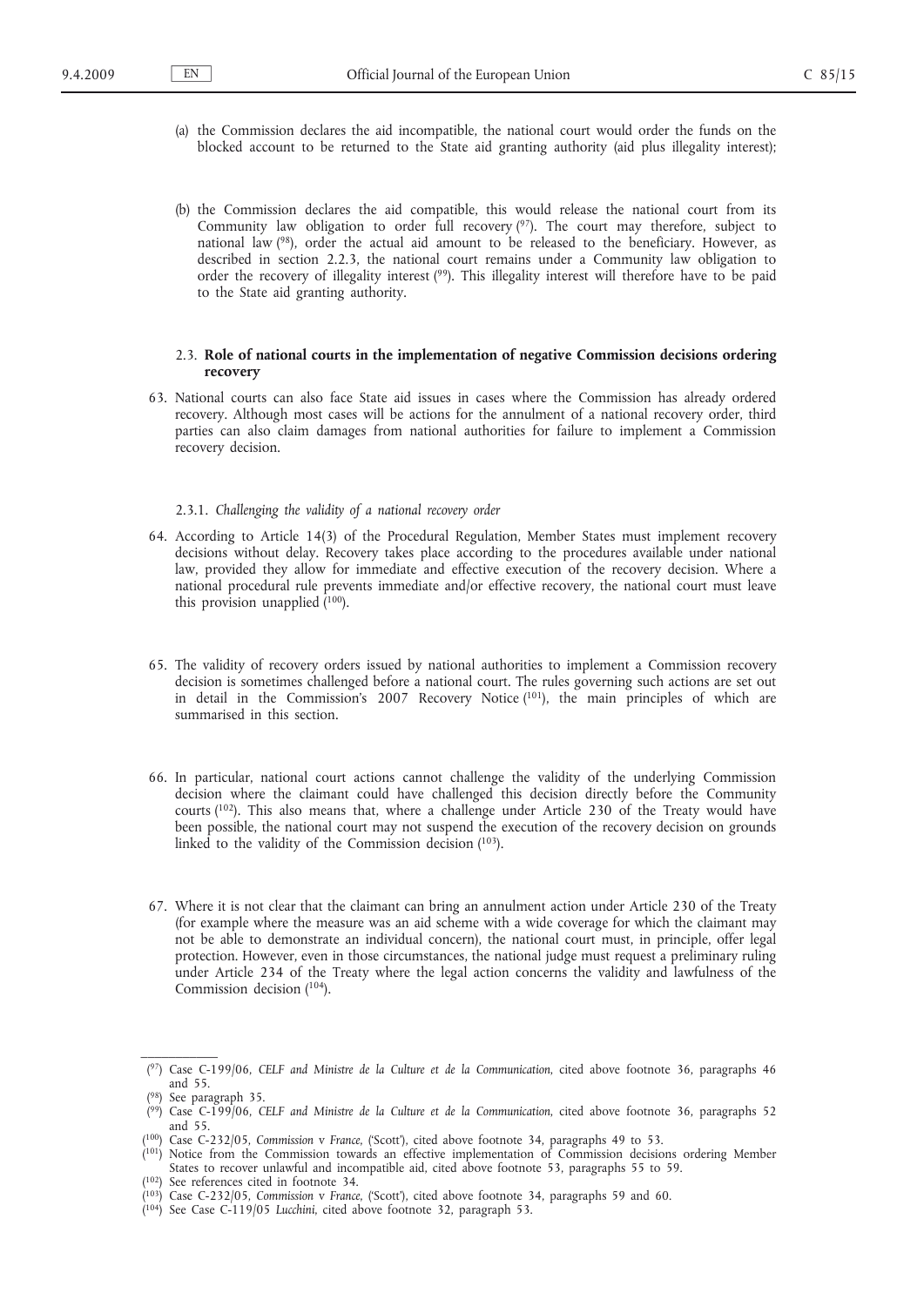(a) the Commission declares the aid incompatible, the national court would order the funds on the blocked account to be returned to the State aid granting authority (aid plus illegality interest);

(b) the Commission declares the aid compatible, this would release the national court from its Community law obligation to order full recovery [97]. The court may therefore, subject to national law [98], order the actual aid amount to be released to the beneficiary. However, as described in section 2.2.3, the national court remains under a Community law obligation to order the recovery of illegality interest [99]. This illegality interest will therefore have to be paid to the State aid granting authority.

### 2.3. Role of national courts in the implementation of negative Commission decisions ordering recovery

63. National courts can also face State aid issues in cases where the Commission has already ordered recovery. Although most cases will be actions for the annulment of a national recovery order, third parties can also claim damages from national authorities for failure to implement a Commission recovery decision.

#### 2.3.1. *Challenging the validity of a national recovery order*

64. According to Article 14(3) of the Procedural Regulation, Member States must implement recovery decisions without delay. Recovery takes place according to the procedures available under national law, provided they allow for immediate and effective execution of the recovery decision. Where a national procedural rule prevents immediate and/or effective recovery, the national court must leave this provision unapplied [100].

65. The validity of recovery orders issued by national authorities to implement a Commission recovery decision is sometimes challenged before a national court. The rules governing such actions are set out in detail in the Commission's 2007 Recovery Notice [101], the main principles of which are summarised in this section.

66. In particular, national court actions cannot challenge the validity of the underlying Commission decision where the claimant could have challenged this decision directly before the Community courts [102]. This also means that, where a challenge under Article 230 of the Treaty would have been possible, the national court may not suspend the execution of the recovery decision on grounds linked to the validity of the Commission decision [103].

67. Where it is not clear that the claimant can bring an annulment action under Article 230 of the Treaty (for example where the measure was an aid scheme with a wide coverage for which the claimant may not be able to demonstrate an individual concern), the national court must, in principle, offer legal protection. However, even in those circumstances, the national judge must request a preliminary ruling under Article 234 of the Treaty where the legal action concerns the validity and lawfulness of the Commission decision [104].

---

[97] Case C-199/06, *CELF and Ministre de la Culture et de la Communication*, cited above footnote 36, paragraphs 46 and 55.

[98] See paragraph 35.

[99] Case C-199/06, *CELF and Ministre de la Culture et de la Communication*, cited above footnote 36, paragraphs 52 and 55.

[100] Case C-232/05, *Commission* v *France*, ('Scott'), cited above footnote 34, paragraphs 49 to 53.

[101] Notice from the Commission towards an effective implementation of Commission decisions ordering Member States to recover unlawful and incompatible aid, cited above footnote 53, paragraphs 55 to 59.

[102] See references cited in footnote 34.

[103] Case C-232/05, *Commission* v *France*, ('Scott'), cited above footnote 34, paragraphs 59 and 60.

[104] See Case C-119/05 *Lucchini*, cited above footnote 32, paragraph 53.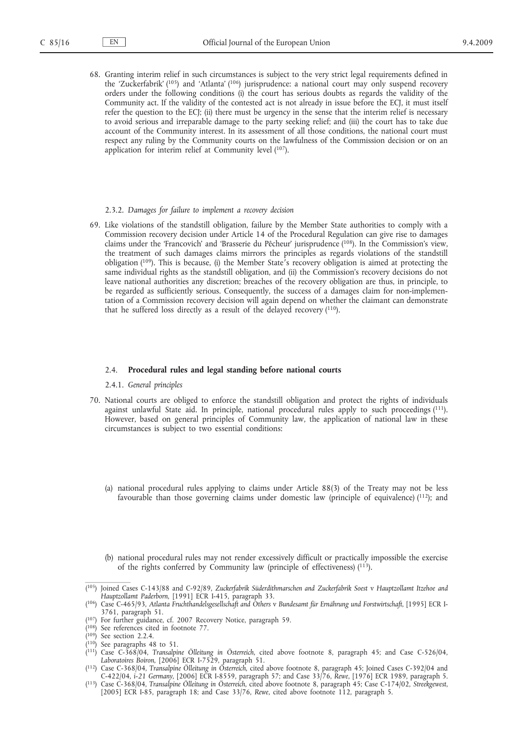68. Granting interim relief in such circumstances is subject to the very strict legal requirements defined in the 'Zuckerfabrik' [105] and 'Atlanta' [106] jurisprudence: a national court may only suspend recovery orders under the following conditions (i) the court has serious doubts as regards the validity of the Community act. If the validity of the contested act is not already in issue before the ECJ, it must itself refer the question to the ECJ; (ii) there must be urgency in the sense that the interim relief is necessary to avoid serious and irreparable damage to the party seeking relief; and (iii) the court has to take due account of the Community interest. In its assessment of all those conditions, the national court must respect any ruling by the Community courts on the lawfulness of the Commission decision or on an application for interim relief at Community level [107].

2.3.2. *Damages for failure to implement a recovery decision*

69. Like violations of the standstill obligation, failure by the Member State authorities to comply with a Commission recovery decision under Article 14 of the Procedural Regulation can give rise to damages claims under the 'Francovich' and 'Brasserie du Pêcheur' jurisprudence [108]. In the Commission's view, the treatment of such damages claims mirrors the principles as regards violations of the standstill obligation [109]. This is because, (i) the Member State's recovery obligation is aimed at protecting the same individual rights as the standstill obligation, and (ii) the Commission's recovery decisions do not leave national authorities any discretion; breaches of the recovery obligation are thus, in principle, to be regarded as sufficiently serious. Consequently, the success of a damages claim for non-implementation of a Commission recovery decision will again depend on whether the claimant can demonstrate that he suffered loss directly as a result of the delayed recovery [110].

## 2.4. **Procedural rules and legal standing before national courts**

2.4.1. *General principles*

70. National courts are obliged to enforce the standstill obligation and protect the rights of individuals against unlawful State aid. In principle, national procedural rules apply to such proceedings [111]. However, based on general principles of Community law, the application of national law in these circumstances is subject to two essential conditions:

   (a) national procedural rules applying to claims under Article 88(3) of the Treaty may not be less favourable than those governing claims under domestic law (principle of equivalence) [112]; and

   (b) national procedural rules may not render excessively difficult or practically impossible the exercise of the rights conferred by Community law (principle of effectiveness) [113].

---

[105] Joined Cases C-143/88 and C-92/89, *Zuckerfabrik Süderdithmarschen and Zuckerfabrik Soest* v *Hauptzollamt Itzehoe and Hauptzollamt Paderborn*, [1991] ECR I-415, paragraph 33.

[106] Case C-465/93, *Atlanta Fruchthandelsgesellschaft and Others* v *Bundesamt für Ernährung und Forstwirtschaft*, [1995] ECR I-3761, paragraph 51.

[107] For further guidance, cf. 2007 Recovery Notice, paragraph 59.

[108] See references cited in footnote 77.

[109] See section 2.2.4.

[110] See paragraphs 48 to 51.

[111] Case C-368/04, *Transalpine Ölleitung in Österreich*, cited above footnote 8, paragraph 45; and Case C-526/04, *Laboratoires Boiron*, [2006] ECR I-7529, paragraph 51.

[112] Case C-368/04, *Transalpine Ölleitung in Österreich*, cited above footnote 8, paragraph 45; Joined Cases C-392/04 and C-422/04, *i-21 Germany*, [2006] ECR I-8559, paragraph 57; and Case 33/76, *Rewe*, [1976] ECR 1989, paragraph 5.

[113] Case C-368/04, *Transalpine Ölleitung in Österreich*, cited above footnote 8, paragraph 45; Case C-174/02, *Streekgewest*, [2005] ECR I-85, paragraph 18; and Case 33/76, *Rewe*, cited above footnote 112, paragraph 5.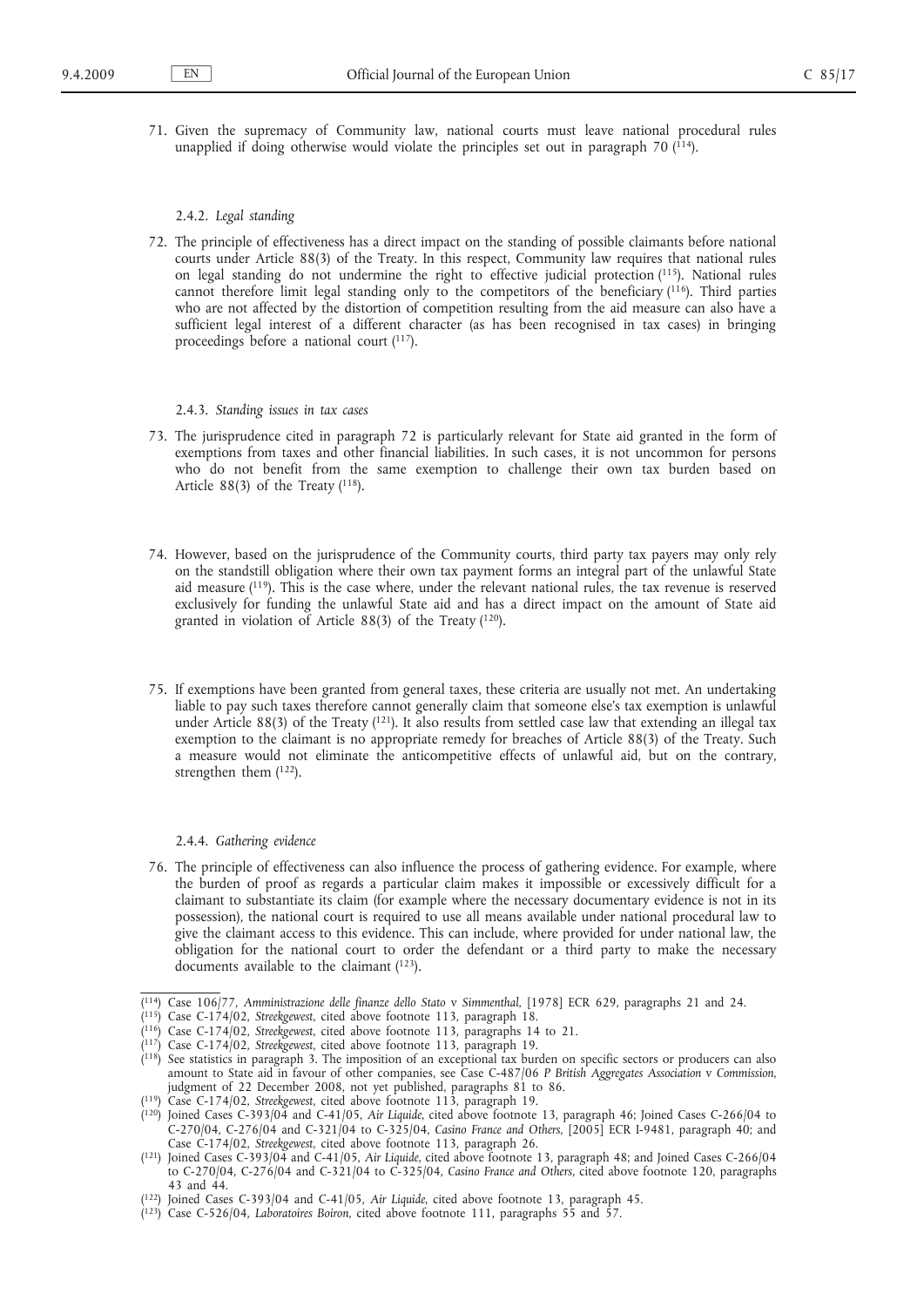71. Given the supremacy of Community law, national courts must leave national procedural rules unapplied if doing otherwise would violate the principles set out in paragraph 70 [114].

#### 2.4.2. *Legal standing*

72. The principle of effectiveness has a direct impact on the standing of possible claimants before national courts under Article 88(3) of the Treaty. In this respect, Community law requires that national rules on legal standing do not undermine the right to effective judicial protection [115]. National rules cannot therefore limit legal standing only to the competitors of the beneficiary [116]. Third parties who are not affected by the distortion of competition resulting from the aid measure can also have a sufficient legal interest of a different character (as has been recognised in tax cases) in bringing proceedings before a national court [117].

#### 2.4.3. *Standing issues in tax cases*

73. The jurisprudence cited in paragraph 72 is particularly relevant for State aid granted in the form of exemptions from taxes and other financial liabilities. In such cases, it is not uncommon for persons who do not benefit from the same exemption to challenge their own tax burden based on Article 88(3) of the Treaty [118].

74. However, based on the jurisprudence of the Community courts, third party tax payers may only rely on the standstill obligation where their own tax payment forms an integral part of the unlawful State aid measure [119]. This is the case where, under the relevant national rules, the tax revenue is reserved exclusively for funding the unlawful State aid and has a direct impact on the amount of State aid granted in violation of Article 88(3) of the Treaty [120].

75. If exemptions have been granted from general taxes, these criteria are usually not met. An undertaking liable to pay such taxes therefore cannot generally claim that someone else's tax exemption is unlawful under Article 88(3) of the Treaty [121]. It also results from settled case law that extending an illegal tax exemption to the claimant is no appropriate remedy for breaches of Article 88(3) of the Treaty. Such a measure would not eliminate the anticompetitive effects of unlawful aid, but on the contrary, strengthen them [122].

#### 2.4.4. *Gathering evidence*

76. The principle of effectiveness can also influence the process of gathering evidence. For example, where the burden of proof as regards a particular claim makes it impossible or excessively difficult for a claimant to substantiate its claim (for example where the necessary documentary evidence is not in its possession), the national court is required to use all means available under national procedural law to give the claimant access to this evidence. This can include, where provided for under national law, the obligation for the national court to order the defendant or a third party to make the necessary documents available to the claimant [123].

---

[114] Case 106/77, *Amministrazione delle finanze dello Stato* v *Simmenthal*, [1978] ECR 629, paragraphs 21 and 24.

[115] Case C-174/02, *Streekgewest*, cited above footnote 113, paragraph 18.

[116] Case C-174/02, *Streekgewest*, cited above footnote 113, paragraphs 14 to 21.

[117] Case C-174/02, *Streekgewest*, cited above footnote 113, paragraph 19.

[118] See statistics in paragraph 3. The imposition of an exceptional tax burden on specific sectors or producers can also amount to State aid in favour of other companies, see Case C-487/06 P *British Aggregates Association* v *Commission*, judgment of 22 December 2008, not yet published, paragraphs 81 to 86.

[119] Case C-174/02, *Streekgewest*, cited above footnote 113, paragraph 19.

[120] Joined Cases C-393/04 and C-41/05, *Air Liquide*, cited above footnote 13, paragraph 46; Joined Cases C-266/04 to C-270/04, C-276/04 and C-321/04 to C-325/04, *Casino France and Others*, [2005] ECR I-9481, paragraph 40; and Case C-174/02, *Streekgewest*, cited above footnote 113, paragraph 26.

[121] Joined Cases C-393/04 and C-41/05, *Air Liquide*, cited above footnote 13, paragraph 48; and Joined Cases C-266/04 to C-270/04, C-276/04 and C-321/04 to C-325/04, *Casino France and Others*, cited above footnote 120, paragraphs 43 and 44.

[122] Joined Cases C-393/04 and C-41/05, *Air Liquide*, cited above footnote 13, paragraph 45.

[123] Case C-526/04, *Laboratoires Boiron*, cited above footnote 111, paragraphs 55 and 57.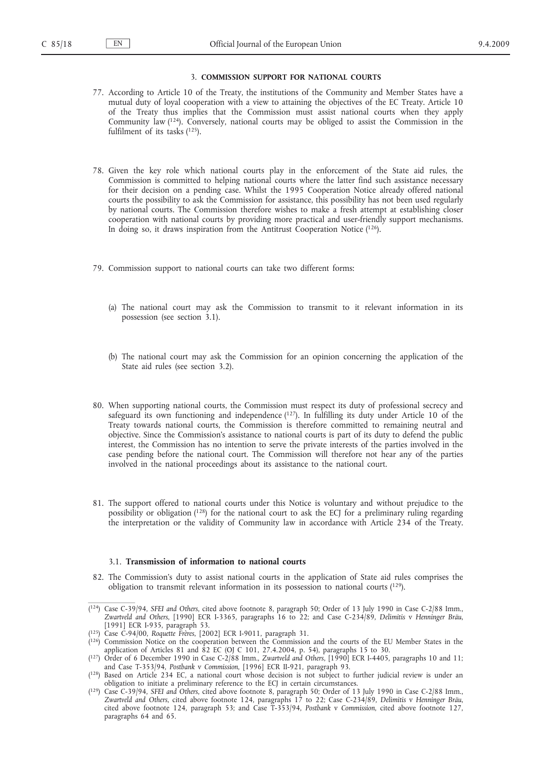## 3. **COMMISSION SUPPORT FOR NATIONAL COURTS**

77. According to Article 10 of the Treaty, the institutions of the Community and Member States have a mutual duty of loyal cooperation with a view to attaining the objectives of the EC Treaty. Article 10 of the Treaty thus implies that the Commission must assist national courts when they apply Community law [124]. Conversely, national courts may be obliged to assist the Commission in the fulfilment of its tasks [125].

78. Given the key role which national courts play in the enforcement of the State aid rules, the Commission is committed to helping national courts where the latter find such assistance necessary for their decision on a pending case. Whilst the 1995 Cooperation Notice already offered national courts the possibility to ask the Commission for assistance, this possibility has not been used regularly by national courts. The Commission therefore wishes to make a fresh attempt at establishing closer cooperation with national courts by providing more practical and user-friendly support mechanisms. In doing so, it draws inspiration from the Antitrust Cooperation Notice [126].

79. Commission support to national courts can take two different forms:

   (a) The national court may ask the Commission to transmit to it relevant information in its possession (see section 3.1).

   (b) The national court may ask the Commission for an opinion concerning the application of the State aid rules (see section 3.2).

80. When supporting national courts, the Commission must respect its duty of professional secrecy and safeguard its own functioning and independence [127]. In fulfilling its duty under Article 10 of the Treaty towards national courts, the Commission is therefore committed to remaining neutral and objective. Since the Commission's assistance to national courts is part of its duty to defend the public interest, the Commission has no intention to serve the private interests of the parties involved in the case pending before the national court. The Commission will therefore not hear any of the parties involved in the national proceedings about its assistance to the national court.

81. The support offered to national courts under this Notice is voluntary and without prejudice to the possibility or obligation [128] for the national court to ask the ECJ for a preliminary ruling regarding the interpretation or the validity of Community law in accordance with Article 234 of the Treaty.

### 3.1. **Transmission of information to national courts**

82. The Commission's duty to assist national courts in the application of State aid rules comprises the obligation to transmit relevant information in its possession to national courts [129].

---

[124] Case C-39/94, *SFEI and Others*, cited above footnote 8, paragraph 50; Order of 13 July 1990 in Case C-2/88 Imm., *Zwartveld and Others*, [1990] ECR I-3365, paragraphs 16 to 22; and Case C-234/89, *Delimitis* v *Henninger Bräu*, [1991] ECR I-935, paragraph 53.

[125] Case C-94/00, *Roquette Frères*, [2002] ECR I-9011, paragraph 31.

[126] Commission Notice on the cooperation between the Commission and the courts of the EU Member States in the application of Articles 81 and 82 EC (OJ C 101, 27.4.2004, p. 54), paragraphs 15 to 30.

[127] Order of 6 December 1990 in Case C-2/88 Imm., *Zwartveld and Others*, [1990] ECR I-4405, paragraphs 10 and 11; and Case T-353/94, *Postbank* v *Commission*, [1996] ECR II-921, paragraph 93.

[128] Based on Article 234 EC, a national court whose decision is not subject to further judicial review is under an obligation to initiate a preliminary reference to the ECJ in certain circumstances.

[129] Case C-39/94, *SFEI and Others*, cited above footnote 8, paragraph 50; Order of 13 July 1990 in Case C-2/88 Imm., *Zwartveld and Others*, cited above footnote 124, paragraphs 17 to 22; Case C-234/89, *Delimitis* v *Henninger Bräu*, cited above footnote 124, paragraph 53; and Case T-353/94, *Postbank* v *Commission*, cited above footnote 127, paragraphs 64 and 65.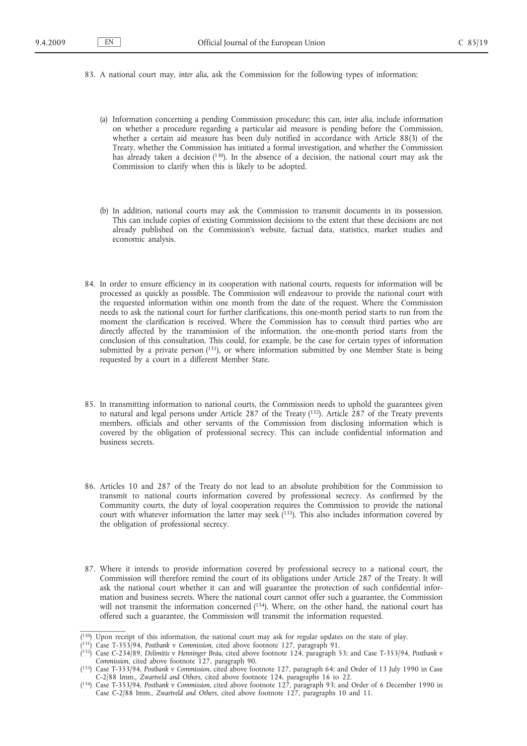83. A national court may, *inter alia*, ask the Commission for the following types of information:

(a) Information concerning a pending Commission procedure; this can, *inter alia*, include information on whether a procedure regarding a particular aid measure is pending before the Commission, whether a certain aid measure has been duly notified in accordance with Article 88(3) of the Treaty, whether the Commission has initiated a formal investigation, and whether the Commission has already taken a decision [130]. In the absence of a decision, the national court may ask the Commission to clarify when this is likely to be adopted.

(b) In addition, national courts may ask the Commission to transmit documents in its possession. This can include copies of existing Commission decisions to the extent that these decisions are not already published on the Commission's website, factual data, statistics, market studies and economic analysis.

84. In order to ensure efficiency in its cooperation with national courts, requests for information will be processed as quickly as possible. The Commission will endeavour to provide the national court with the requested information within one month from the date of the request. Where the Commission needs to ask the national court for further clarifications, this one-month period starts to run from the moment the clarification is received. Where the Commission has to consult third parties who are directly affected by the transmission of the information, the one-month period starts from the conclusion of this consultation. This could, for example, be the case for certain types of information submitted by a private person [131], or where information submitted by one Member State is being requested by a court in a different Member State.

85. In transmitting information to national courts, the Commission needs to uphold the guarantees given to natural and legal persons under Article 287 of the Treaty [132]. Article 287 of the Treaty prevents members, officials and other servants of the Commission from disclosing information which is covered by the obligation of professional secrecy. This can include confidential information and business secrets.

86. Articles 10 and 287 of the Treaty do not lead to an absolute prohibition for the Commission to transmit to national courts information covered by professional secrecy. As confirmed by the Community courts, the duty of loyal cooperation requires the Commission to provide the national court with whatever information the latter may seek [133]. This also includes information covered by the obligation of professional secrecy.

87. Where it intends to provide information covered by professional secrecy to a national court, the Commission will therefore remind the court of its obligations under Article 287 of the Treaty. It will ask the national court whether it can and will guarantee the protection of such confidential information and business secrets. Where the national court cannot offer such a guarantee, the Commission will not transmit the information concerned [134]. Where, on the other hand, the national court has offered such a guarantee, the Commission will transmit the information requested.

---

[130] Upon receipt of this information, the national court may ask for regular updates on the state of play.

[131] Case T-353/94, *Postbank* v *Commission*, cited above footnote 127, paragraph 91.

[132] Case C-234/89, *Delimitis* v *Henninger Bräu*, cited above footnote 124, paragraph 53; and Case T-353/94, *Postbank* v *Commission*, cited above footnote 127, paragraph 90.

[133] Case T-353/94, *Postbank* v *Commission*, cited above footnote 127, paragraph 64; and Order of 13 July 1990 in Case C-2/88 Imm., *Zwartveld and Others*, cited above footnote 124, paragraphs 16 to 22.

[134] Case T-353/94, *Postbank* v *Commission*, cited above footnote 127, paragraph 93; and Order of 6 December 1990 in Case C-2/88 Imm., *Zwartveld and Others*, cited above footnote 127, paragraphs 10 and 11.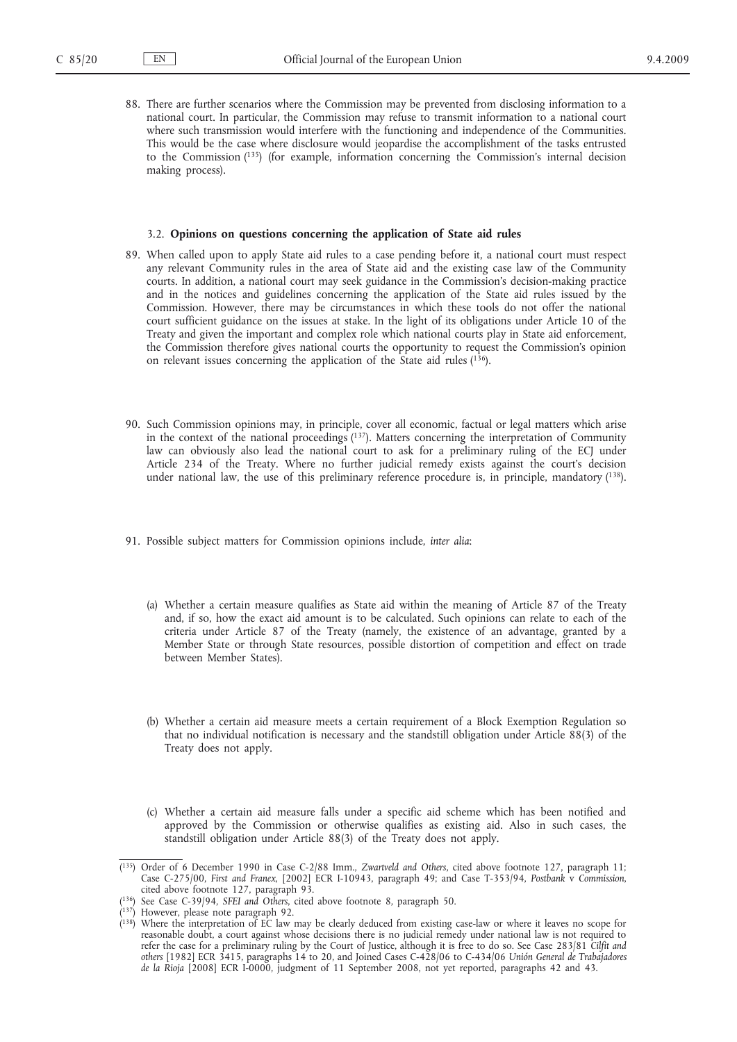88. There are further scenarios where the Commission may be prevented from disclosing information to a national court. In particular, the Commission may refuse to transmit information to a national court where such transmission would interfere with the functioning and independence of the Communities. This would be the case where disclosure would jeopardise the accomplishment of the tasks entrusted to the Commission [135] (for example, information concerning the Commission's internal decision making process).

### 3.2. **Opinions on questions concerning the application of State aid rules**

89. When called upon to apply State aid rules to a case pending before it, a national court must respect any relevant Community rules in the area of State aid and the existing case law of the Community courts. In addition, a national court may seek guidance in the Commission's decision-making practice and in the notices and guidelines concerning the application of the State aid rules issued by the Commission. However, there may be circumstances in which these tools do not offer the national court sufficient guidance on the issues at stake. In the light of its obligations under Article 10 of the Treaty and given the important and complex role which national courts play in State aid enforcement, the Commission therefore gives national courts the opportunity to request the Commission's opinion on relevant issues concerning the application of the State aid rules [136].

90. Such Commission opinions may, in principle, cover all economic, factual or legal matters which arise in the context of the national proceedings [137]. Matters concerning the interpretation of Community law can obviously also lead the national court to ask for a preliminary ruling of the ECJ under Article 234 of the Treaty. Where no further judicial remedy exists against the court's decision under national law, the use of this preliminary reference procedure is, in principle, mandatory [138].

91. Possible subject matters for Commission opinions include, *inter alia*:

    (a) Whether a certain measure qualifies as State aid within the meaning of Article 87 of the Treaty and, if so, how the exact aid amount is to be calculated. Such opinions can relate to each of the criteria under Article 87 of the Treaty (namely, the existence of an advantage, granted by a Member State or through State resources, possible distortion of competition and effect on trade between Member States).

    (b) Whether a certain aid measure meets a certain requirement of a Block Exemption Regulation so that no individual notification is necessary and the standstill obligation under Article 88(3) of the Treaty does not apply.

    (c) Whether a certain aid measure falls under a specific aid scheme which has been notified and approved by the Commission or otherwise qualifies as existing aid. Also in such cases, the standstill obligation under Article 88(3) of the Treaty does not apply.

---

[135] Order of 6 December 1990 in Case C-2/88 Imm., *Zwartveld and Others*, cited above footnote 127, paragraph 11; Case C-275/00, *First and Franex*, [2002] ECR I-10943, paragraph 49; and Case T-353/94, *Postbank* v *Commission*, cited above footnote 127, paragraph 93.

[136] See Case C-39/94, *SFEI and Others*, cited above footnote 8, paragraph 50.

[137] However, please note paragraph 92.

[138] Where the interpretation of EC law may be clearly deduced from existing case-law or where it leaves no scope for reasonable doubt, a court against whose decisions there is no judicial remedy under national law is not required to refer the case for a preliminary ruling by the Court of Justice, although it is free to do so. See Case 283/81 *Cilfit and others* [1982] ECR 3415, paragraphs 14 to 20, and Joined Cases C-428/06 to C-434/06 *Unión General de Trabajadores de la Rioja* [2008] ECR I-0000, judgment of 11 September 2008, not yet reported, paragraphs 42 and 43.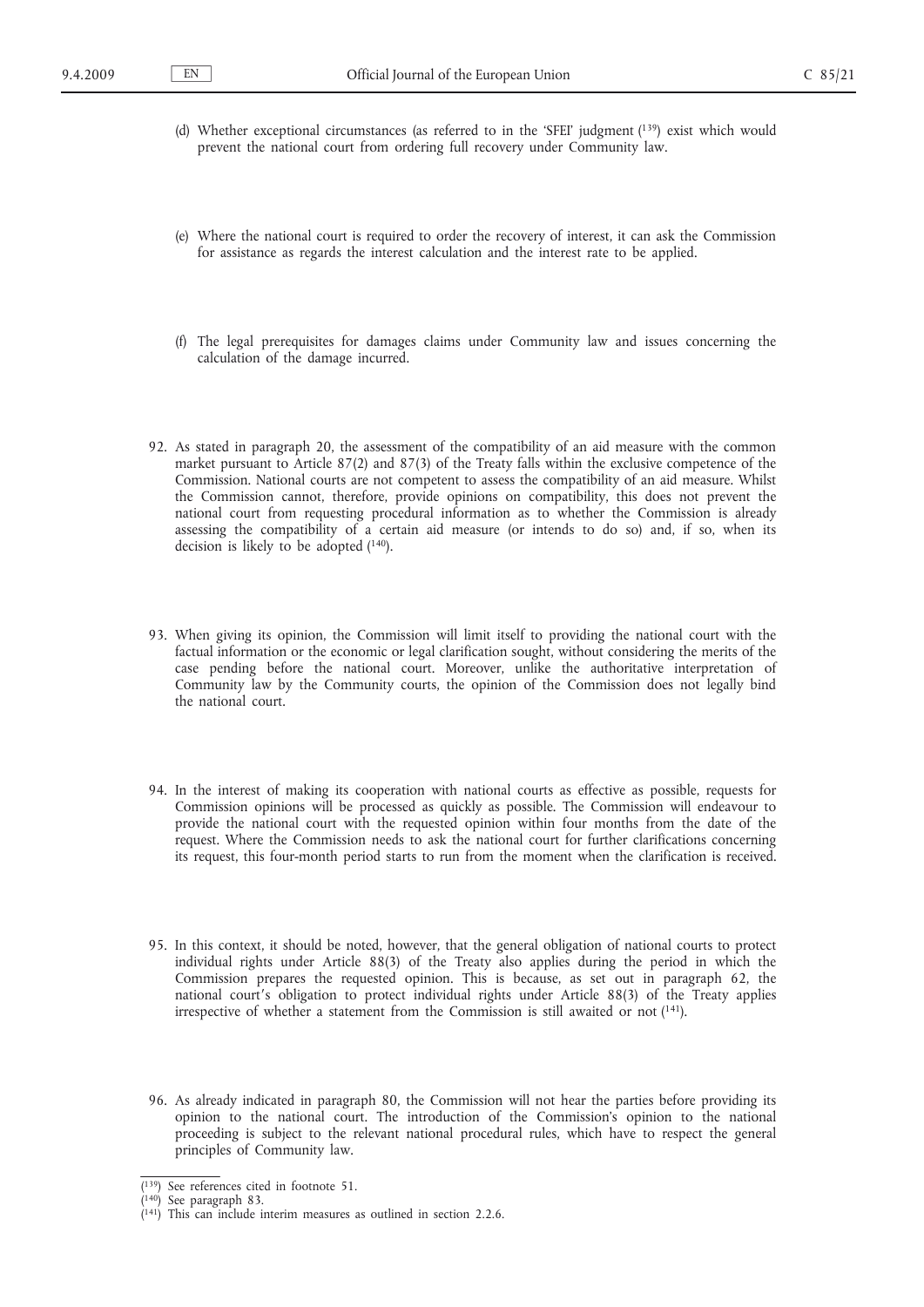(d) Whether exceptional circumstances (as referred to in the 'SFEI' judgment [139]) exist which would prevent the national court from ordering full recovery under Community law.

(e) Where the national court is required to order the recovery of interest, it can ask the Commission for assistance as regards the interest calculation and the interest rate to be applied.

(f) The legal prerequisites for damages claims under Community law and issues concerning the calculation of the damage incurred.

92. As stated in paragraph 20, the assessment of the compatibility of an aid measure with the common market pursuant to Article 87(2) and 87(3) of the Treaty falls within the exclusive competence of the Commission. National courts are not competent to assess the compatibility of an aid measure. Whilst the Commission cannot, therefore, provide opinions on compatibility, this does not prevent the national court from requesting procedural information as to whether the Commission is already assessing the compatibility of a certain aid measure (or intends to do so) and, if so, when its decision is likely to be adopted [140].

93. When giving its opinion, the Commission will limit itself to providing the national court with the factual information or the economic or legal clarification sought, without considering the merits of the case pending before the national court. Moreover, unlike the authoritative interpretation of Community law by the Community courts, the opinion of the Commission does not legally bind the national court.

94. In the interest of making its cooperation with national courts as effective as possible, requests for Commission opinions will be processed as quickly as possible. The Commission will endeavour to provide the national court with the requested opinion within four months from the date of the request. Where the Commission needs to ask the national court for further clarifications concerning its request, this four-month period starts to run from the moment when the clarification is received.

95. In this context, it should be noted, however, that the general obligation of national courts to protect individual rights under Article 88(3) of the Treaty also applies during the period in which the Commission prepares the requested opinion. This is because, as set out in paragraph 62, the national court's obligation to protect individual rights under Article 88(3) of the Treaty applies irrespective of whether a statement from the Commission is still awaited or not [141].

96. As already indicated in paragraph 80, the Commission will not hear the parties before providing its opinion to the national court. The introduction of the Commission's opinion to the national proceeding is subject to the relevant national procedural rules, which have to respect the general principles of Community law.

---

(139) See references cited in footnote 51.

(140) See paragraph 83.

(141) This can include interim measures as outlined in section 2.2.6.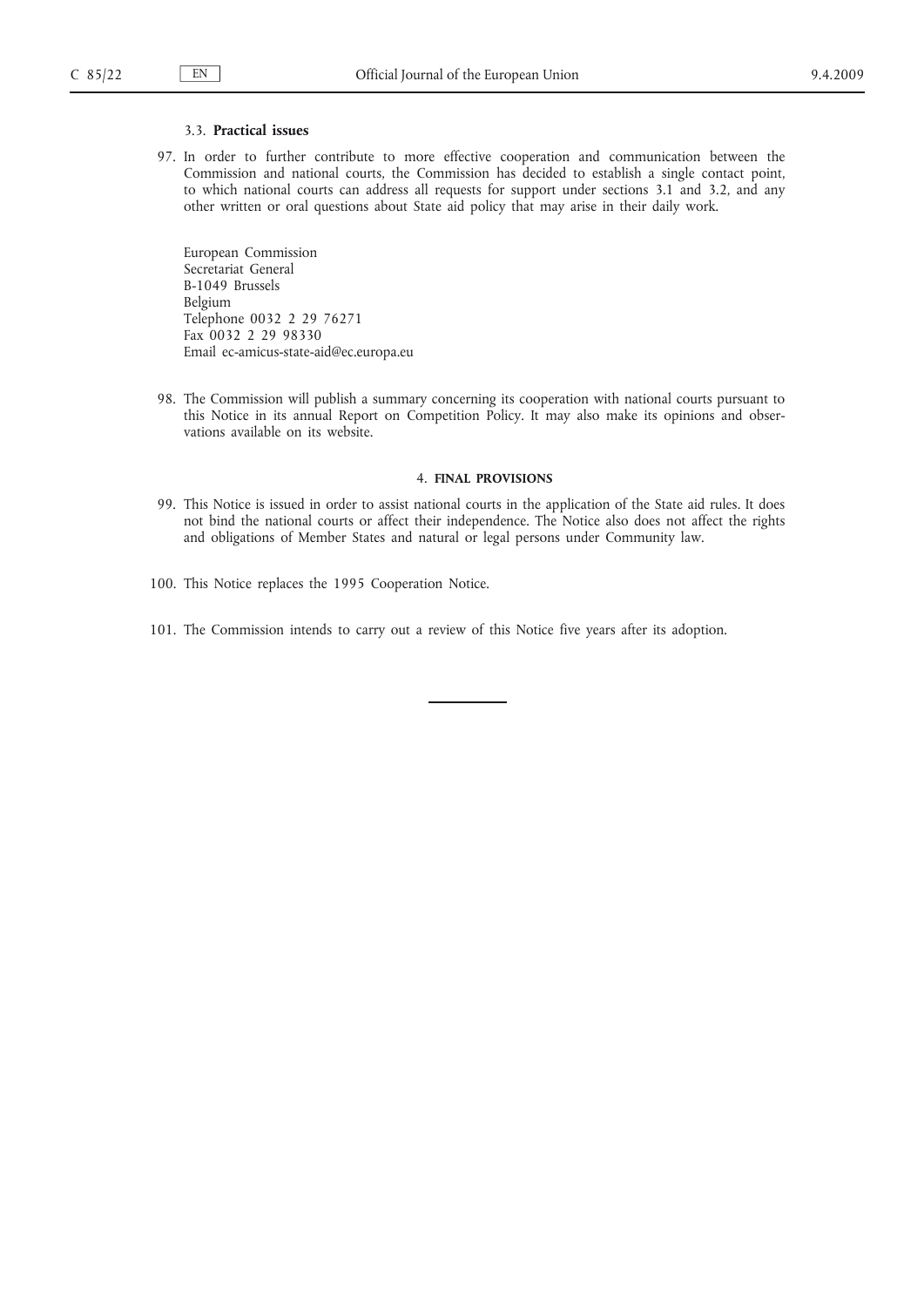### 3.3. **Practical issues**

97. In order to further contribute to more effective cooperation and communication between the Commission and national courts, the Commission has decided to establish a single contact point, to which national courts can address all requests for support under sections 3.1 and 3.2, and any other written or oral questions about State aid policy that may arise in their daily work.

European Commission
Secretariat General
B-1049 Brussels
Belgium
Telephone 0032 2 29 76271
Fax 0032 2 29 98330
Email ec-amicus-state-aid@ec.europa.eu

98. The Commission will publish a summary concerning its cooperation with national courts pursuant to this Notice in its annual Report on Competition Policy. It may also make its opinions and observations available on its website.

## 4. **FINAL PROVISIONS**

99. This Notice is issued in order to assist national courts in the application of the State aid rules. It does not bind the national courts or affect their independence. The Notice also does not affect the rights and obligations of Member States and natural or legal persons under Community law.

100. This Notice replaces the 1995 Cooperation Notice.

101. The Commission intends to carry out a review of this Notice five years after its adoption.